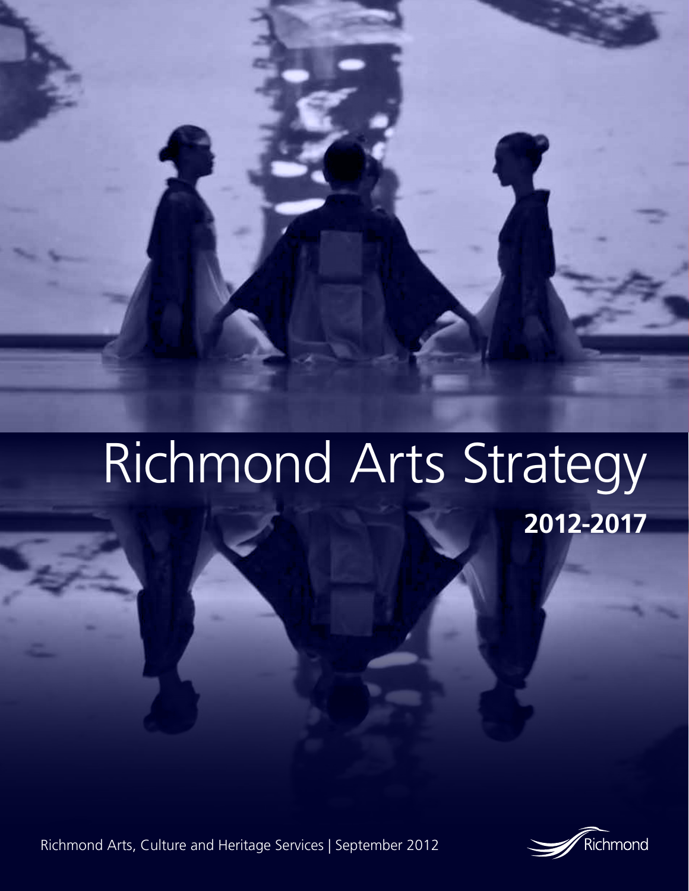# Richmond Arts Strategy

**2012-2017**

Richmond Arts, Culture and Heritage Services | September 2012

Richmond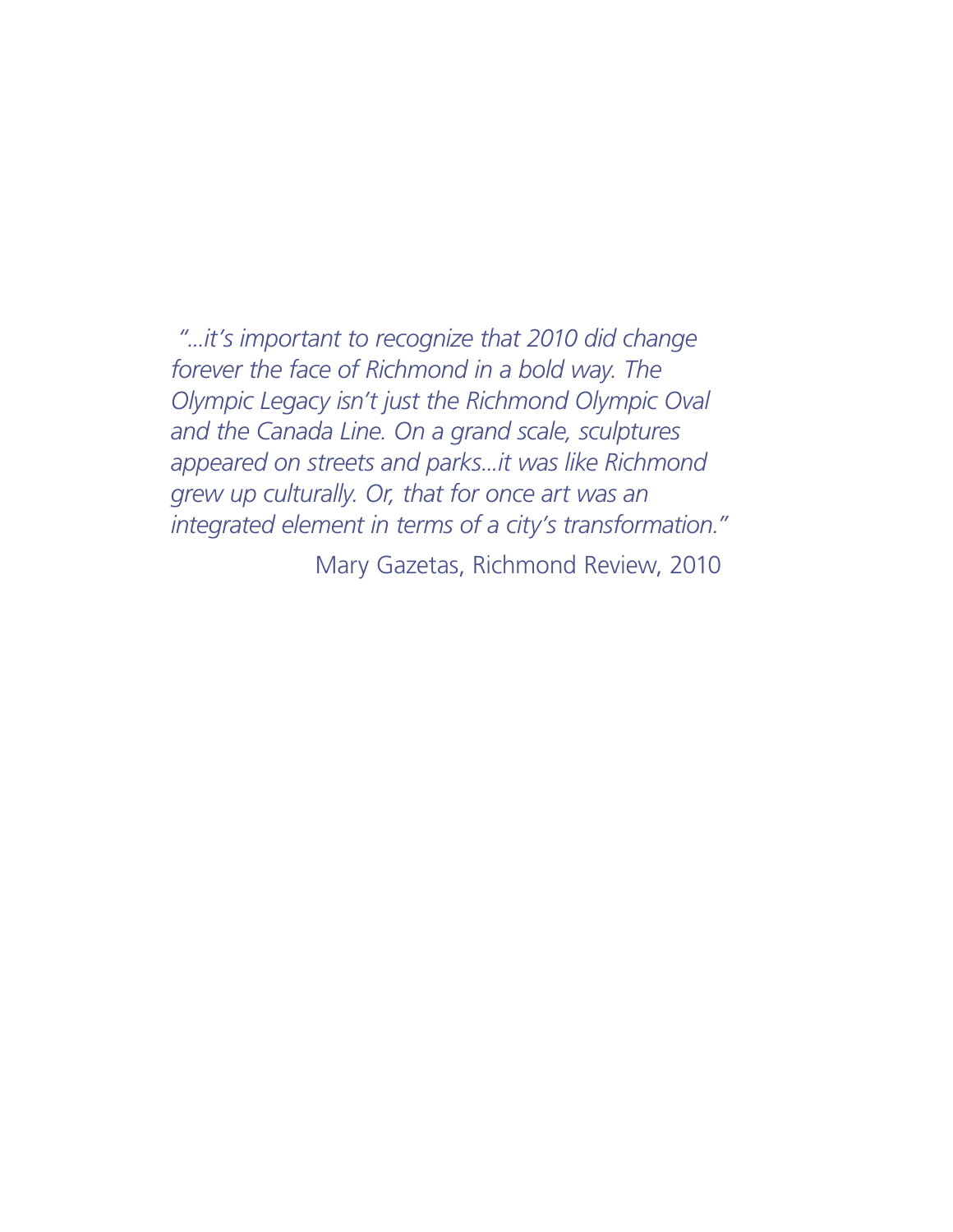*"...it's important to recognize that 2010 did change forever the face of Richmond in a bold way. The Olympic Legacy isn't just the Richmond Olympic Oval and the Canada Line. On a grand scale, sculptures appeared on streets and parks...it was like Richmond grew up culturally. Or, that for once art was an integrated element in terms of a city's transformation."*

Mary Gazetas, Richmond Review, 2010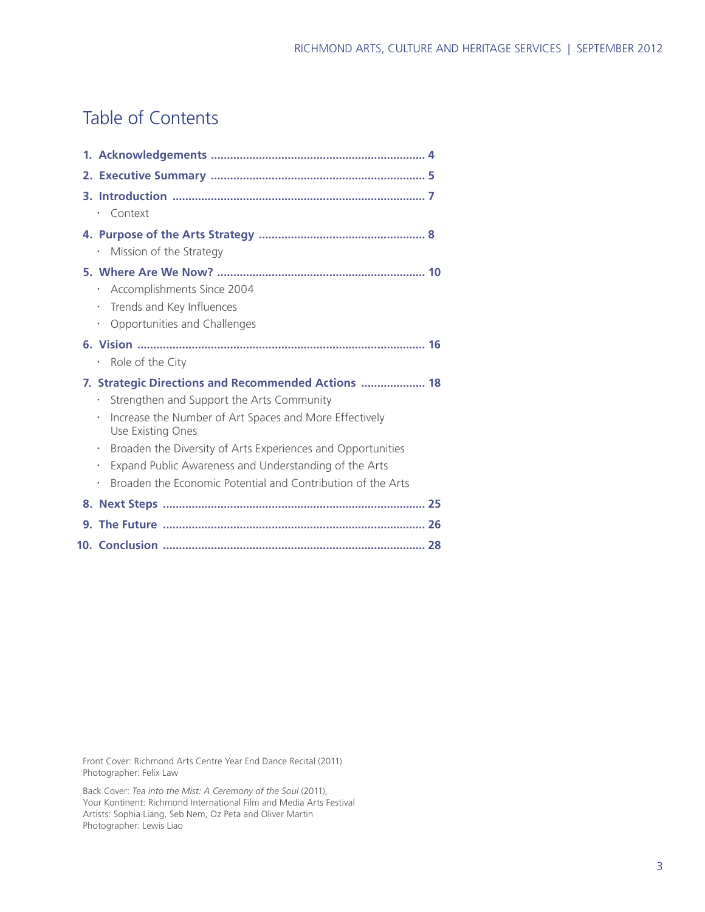# Table of Contents

1. **Acknowledgements** ........................................................ **4**
2. **Executive Summary** ........................................................ **5**
3. **Introduction** ........................................................ **7**
   - Context
4. **Purpose of the Arts Strategy** ........................................................ **8**
   - Mission of the Strategy
5. **Where Are We Now?** ........................................................ **10**
   - Accomplishments Since 2004
   - Trends and Key Influences
   - Opportunities and Challenges
6. **Vision** ........................................................ **16**
   - Role of the City
7. **Strategic Directions and Recommended Actions** ........................................................ **18**
   - Strengthen and Support the Arts Community
   - Increase the Number of Art Spaces and More Effectively Use Existing Ones
   - Broaden the Diversity of Arts Experiences and Opportunities
   - Expand Public Awareness and Understanding of the Arts
   - Broaden the Economic Potential and Contribution of the Arts
8. **Next Steps** ........................................................ **25**
9. **The Future** ........................................................ **26**
10. **Conclusion** ........................................................ **28**

Front Cover: Richmond Arts Centre Year End Dance Recital (2011)
Photographer: Felix Law

Back Cover: *Tea into the Mist: A Ceremony of the Soul* (2011),
Your Kontinent: Richmond International Film and Media Arts Festival
Artists: Sophia Liang, Seb Nem, Oz Peta and Oliver Martin
Photographer: Lewis Liao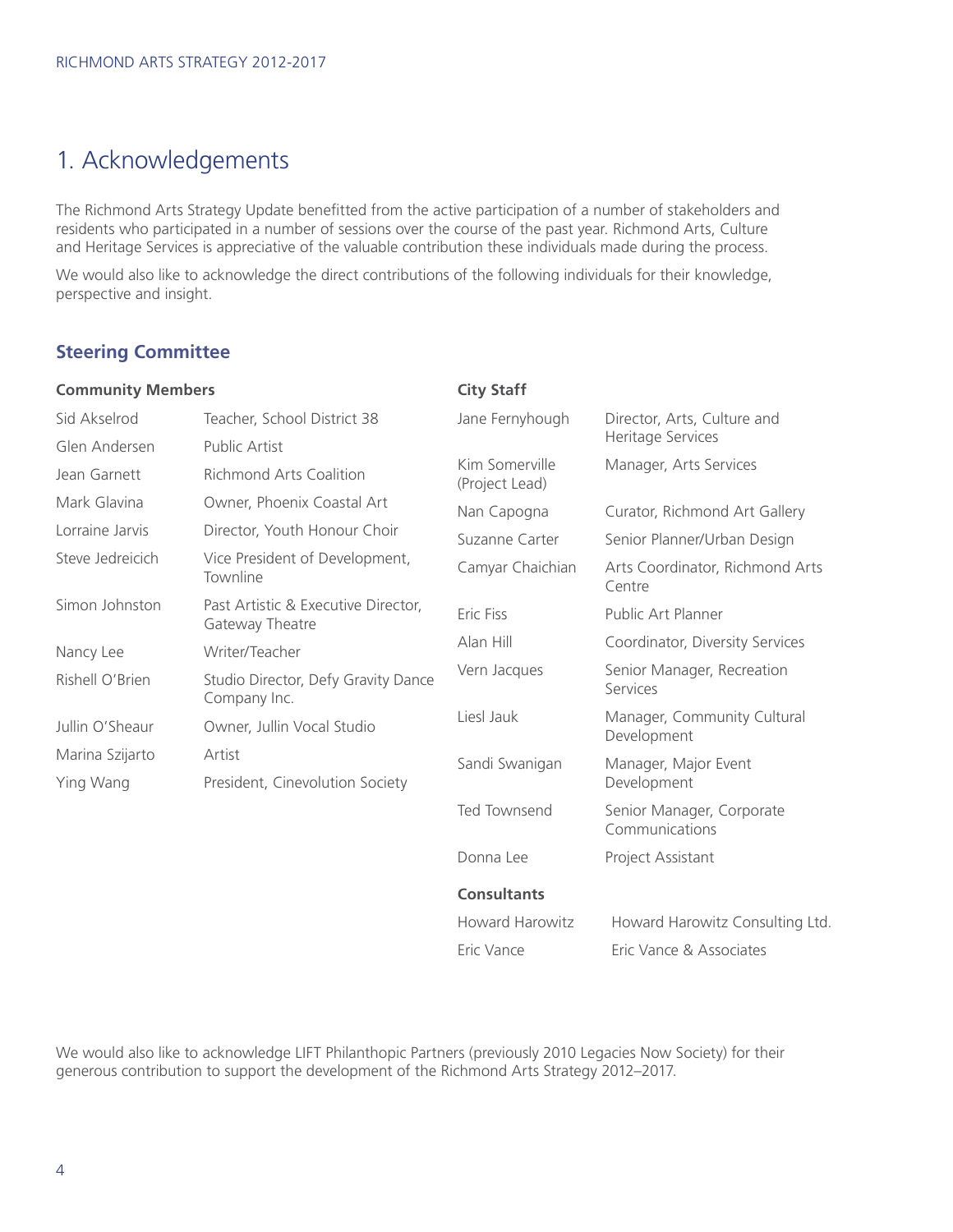# 1. Acknowledgements

The Richmond Arts Strategy Update benefitted from the active participation of a number of stakeholders and residents who participated in a number of sessions over the course of the past year. Richmond Arts, Culture and Heritage Services is appreciative of the valuable contribution these individuals made during the process.

We would also like to acknowledge the direct contributions of the following individuals for their knowledge, perspective and insight.

## Steering Committee

### Community Members

| Name | Role |
|---|---|
| Sid Akselrod | Teacher, School District 38 |
| Glen Andersen | Public Artist |
| Jean Garnett | Richmond Arts Coalition |
| Mark Glavina | Owner, Phoenix Coastal Art |
| Lorraine Jarvis | Director, Youth Honour Choir |
| Steve Jedreicich | Vice President of Development, Townline |
| Simon Johnston | Past Artistic & Executive Director, Gateway Theatre |
| Nancy Lee | Writer/Teacher |
| Rishell O'Brien | Studio Director, Defy Gravity Dance Company Inc. |
| Jullin O'Sheaur | Owner, Jullin Vocal Studio |
| Marina Szijarto | Artist |
| Ying Wang | President, Cinevolution Society |

### City Staff

| Name | Role |
|---|---|
| Jane Fernyhough | Director, Arts, Culture and Heritage Services |
| Kim Somerville (Project Lead) | Manager, Arts Services |
| Nan Capogna | Curator, Richmond Art Gallery |
| Suzanne Carter | Senior Planner/Urban Design |
| Camyar Chaichian | Arts Coordinator, Richmond Arts Centre |
| Eric Fiss | Public Art Planner |
| Alan Hill | Coordinator, Diversity Services |
| Vern Jacques | Senior Manager, Recreation Services |
| Liesl Jauk | Manager, Community Cultural Development |
| Sandi Swanigan | Manager, Major Event Development |
| Ted Townsend | Senior Manager, Corporate Communications |
| Donna Lee | Project Assistant |

### Consultants

| Name | Organization |
|---|---|
| Howard Harowitz | Howard Harowitz Consulting Ltd. |
| Eric Vance | Eric Vance & Associates |

We would also like to acknowledge LIFT Philanthopic Partners (previously 2010 Legacies Now Society) for their generous contribution to support the development of the Richmond Arts Strategy 2012–2017.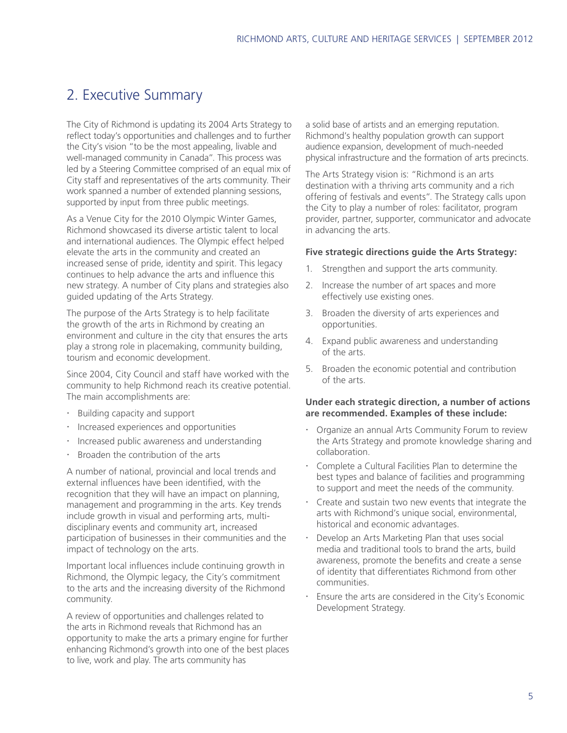## 2. Executive Summary

The City of Richmond is updating its 2004 Arts Strategy to reflect today's opportunities and challenges and to further the City's vision "to be the most appealing, livable and well-managed community in Canada". This process was led by a Steering Committee comprised of an equal mix of City staff and representatives of the arts community. Their work spanned a number of extended planning sessions, supported by input from three public meetings.

As a Venue City for the 2010 Olympic Winter Games, Richmond showcased its diverse artistic talent to local and international audiences. The Olympic effect helped elevate the arts in the community and created an increased sense of pride, identity and spirit. This legacy continues to help advance the arts and influence this new strategy. A number of City plans and strategies also guided updating of the Arts Strategy.

The purpose of the Arts Strategy is to help facilitate the growth of the arts in Richmond by creating an environment and culture in the city that ensures the arts play a strong role in placemaking, community building, tourism and economic development.

Since 2004, City Council and staff have worked with the community to help Richmond reach its creative potential. The main accomplishments are:

- Building capacity and support
- Increased experiences and opportunities
- Increased public awareness and understanding
- Broaden the contribution of the arts

A number of national, provincial and local trends and external influences have been identified, with the recognition that they will have an impact on planning, management and programming in the arts. Key trends include growth in visual and performing arts, multi-disciplinary events and community art, increased participation of businesses in their communities and the impact of technology on the arts.

Important local influences include continuing growth in Richmond, the Olympic legacy, the City's commitment to the arts and the increasing diversity of the Richmond community.

A review of opportunities and challenges related to the arts in Richmond reveals that Richmond has an opportunity to make the arts a primary engine for further enhancing Richmond's growth into one of the best places to live, work and play. The arts community has a solid base of artists and an emerging reputation. Richmond's healthy population growth can support audience expansion, development of much-needed physical infrastructure and the formation of arts precincts.

The Arts Strategy vision is: "Richmond is an arts destination with a thriving arts community and a rich offering of festivals and events". The Strategy calls upon the City to play a number of roles: facilitator, program provider, partner, supporter, communicator and advocate in advancing the arts.

**Five strategic directions guide the Arts Strategy:**

1. Strengthen and support the arts community.
2. Increase the number of art spaces and more effectively use existing ones.
3. Broaden the diversity of arts experiences and opportunities.
4. Expand public awareness and understanding of the arts.
5. Broaden the economic potential and contribution of the arts.

**Under each strategic direction, a number of actions are recommended. Examples of these include:**

- Organize an annual Arts Community Forum to review the Arts Strategy and promote knowledge sharing and collaboration.
- Complete a Cultural Facilities Plan to determine the best types and balance of facilities and programming to support and meet the needs of the community.
- Create and sustain two new events that integrate the arts with Richmond's unique social, environmental, historical and economic advantages.
- Develop an Arts Marketing Plan that uses social media and traditional tools to brand the arts, build awareness, promote the benefits and create a sense of identity that differentiates Richmond from other communities.
- Ensure the arts are considered in the City's Economic Development Strategy.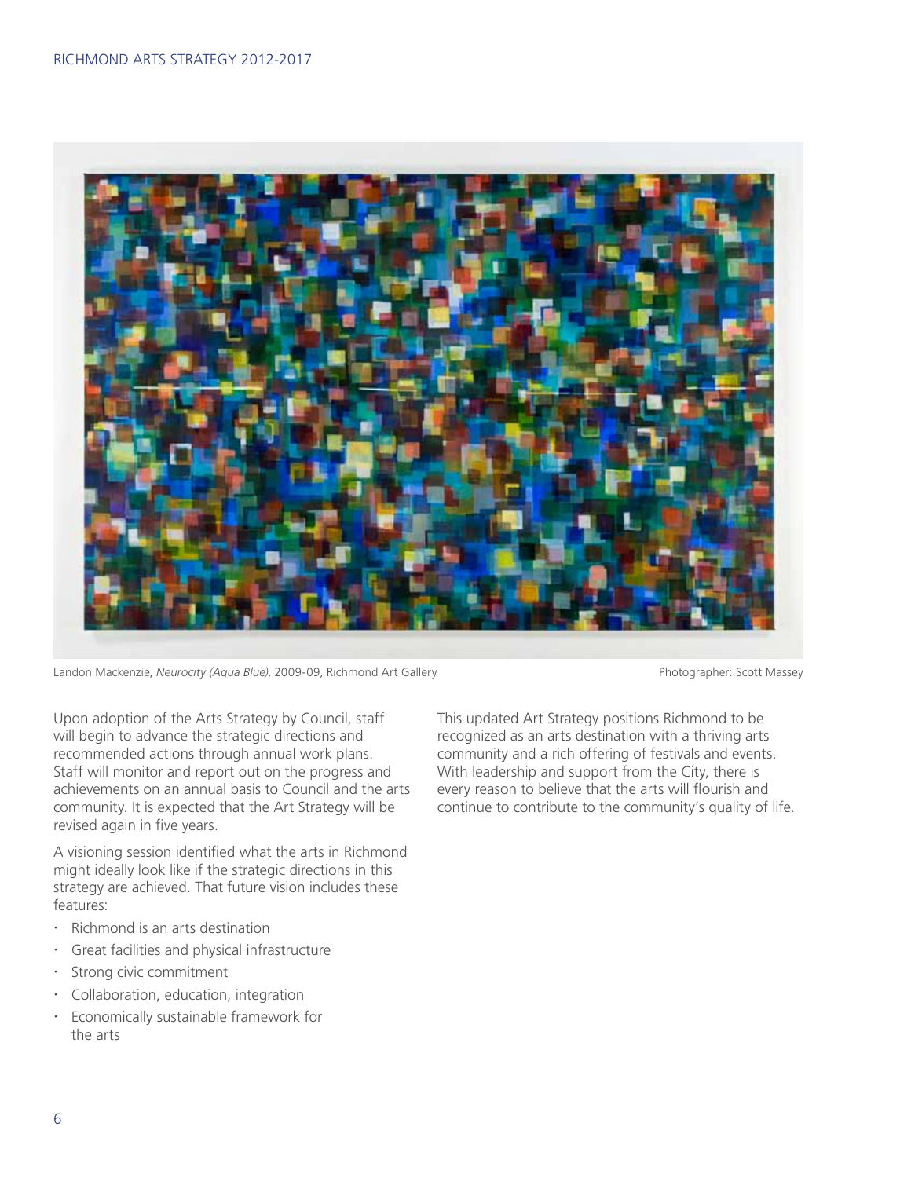Landon Mackenzie, *Neurocity (Aqua Blue)*, 2009-09, Richmond Art Gallery Photographer: Scott Massey

Upon adoption of the Arts Strategy by Council, staff will begin to advance the strategic directions and recommended actions through annual work plans. Staff will monitor and report out on the progress and achievements on an annual basis to Council and the arts community. It is expected that the Art Strategy will be revised again in five years.

A visioning session identified what the arts in Richmond might ideally look like if the strategic directions in this strategy are achieved. That future vision includes these features:

- Richmond is an arts destination
- Great facilities and physical infrastructure
- Strong civic commitment
- Collaboration, education, integration
- Economically sustainable framework for the arts

This updated Art Strategy positions Richmond to be recognized as an arts destination with a thriving arts community and a rich offering of festivals and events. With leadership and support from the City, there is every reason to believe that the arts will flourish and continue to contribute to the community's quality of life.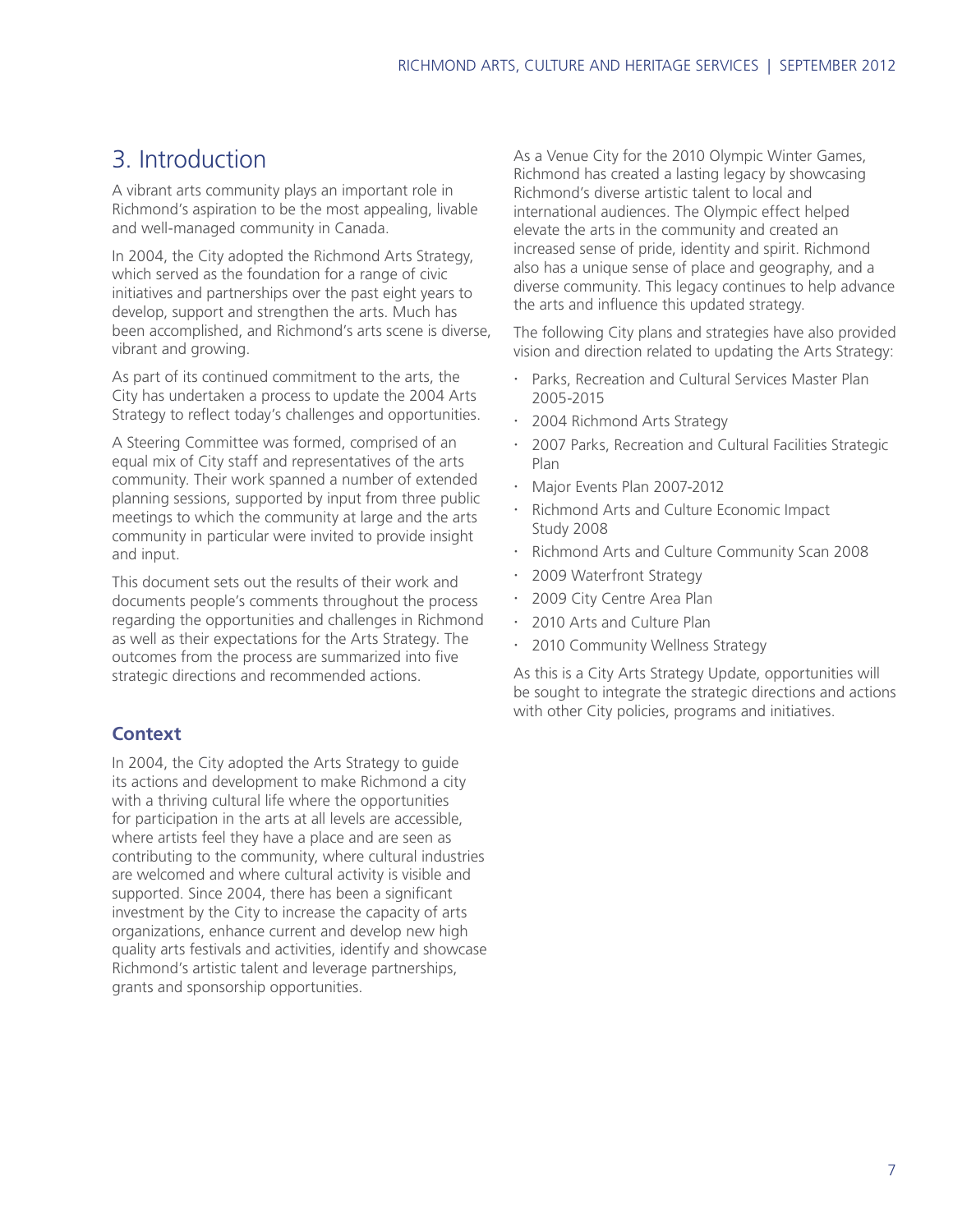# 3. Introduction

A vibrant arts community plays an important role in Richmond's aspiration to be the most appealing, livable and well-managed community in Canada.

In 2004, the City adopted the Richmond Arts Strategy, which served as the foundation for a range of civic initiatives and partnerships over the past eight years to develop, support and strengthen the arts. Much has been accomplished, and Richmond's arts scene is diverse, vibrant and growing.

As part of its continued commitment to the arts, the City has undertaken a process to update the 2004 Arts Strategy to reflect today's challenges and opportunities.

A Steering Committee was formed, comprised of an equal mix of City staff and representatives of the arts community. Their work spanned a number of extended planning sessions, supported by input from three public meetings to which the community at large and the arts community in particular were invited to provide insight and input.

This document sets out the results of their work and documents people's comments throughout the process regarding the opportunities and challenges in Richmond as well as their expectations for the Arts Strategy. The outcomes from the process are summarized into five strategic directions and recommended actions.

### Context

In 2004, the City adopted the Arts Strategy to guide its actions and development to make Richmond a city with a thriving cultural life where the opportunities for participation in the arts at all levels are accessible, where artists feel they have a place and are seen as contributing to the community, where cultural industries are welcomed and where cultural activity is visible and supported. Since 2004, there has been a significant investment by the City to increase the capacity of arts organizations, enhance current and develop new high quality arts festivals and activities, identify and showcase Richmond's artistic talent and leverage partnerships, grants and sponsorship opportunities.

As a Venue City for the 2010 Olympic Winter Games, Richmond has created a lasting legacy by showcasing Richmond's diverse artistic talent to local and international audiences. The Olympic effect helped elevate the arts in the community and created an increased sense of pride, identity and spirit. Richmond also has a unique sense of place and geography, and a diverse community. This legacy continues to help advance the arts and influence this updated strategy.

The following City plans and strategies have also provided vision and direction related to updating the Arts Strategy:

- Parks, Recreation and Cultural Services Master Plan 2005-2015
- 2004 Richmond Arts Strategy
- 2007 Parks, Recreation and Cultural Facilities Strategic Plan
- Major Events Plan 2007-2012
- Richmond Arts and Culture Economic Impact Study 2008
- Richmond Arts and Culture Community Scan 2008
- 2009 Waterfront Strategy
- 2009 City Centre Area Plan
- 2010 Arts and Culture Plan
- 2010 Community Wellness Strategy

As this is a City Arts Strategy Update, opportunities will be sought to integrate the strategic directions and actions with other City policies, programs and initiatives.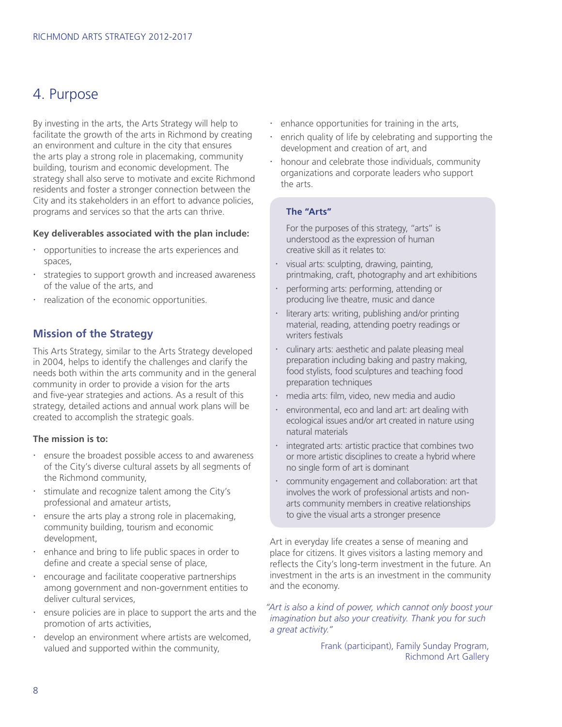# 4. Purpose

By investing in the arts, the Arts Strategy will help to facilitate the growth of the arts in Richmond by creating an environment and culture in the city that ensures the arts play a strong role in placemaking, community building, tourism and economic development. The strategy shall also serve to motivate and excite Richmond residents and foster a stronger connection between the City and its stakeholders in an effort to advance policies, programs and services so that the arts can thrive.

**Key deliverables associated with the plan include:**

- opportunities to increase the arts experiences and spaces,
- strategies to support growth and increased awareness of the value of the arts, and
- realization of the economic opportunities.

## Mission of the Strategy

This Arts Strategy, similar to the Arts Strategy developed in 2004, helps to identify the challenges and clarify the needs both within the arts community and in the general community in order to provide a vision for the arts and five-year strategies and actions. As a result of this strategy, detailed actions and annual work plans will be created to accomplish the strategic goals.

**The mission is to:**

- ensure the broadest possible access to and awareness of the City's diverse cultural assets by all segments of the Richmond community,
- stimulate and recognize talent among the City's professional and amateur artists,
- ensure the arts play a strong role in placemaking, community building, tourism and economic development,
- enhance and bring to life public spaces in order to define and create a special sense of place,
- encourage and facilitate cooperative partnerships among government and non-government entities to deliver cultural services,
- ensure policies are in place to support the arts and the promotion of arts activities,
- develop an environment where artists are welcomed, valued and supported within the community,
- enhance opportunities for training in the arts,
- enrich quality of life by celebrating and supporting the development and creation of art, and
- honour and celebrate those individuals, community organizations and corporate leaders who support the arts.

**The "Arts"**

For the purposes of this strategy, "arts" is understood as the expression of human creative skill as it relates to:

- visual arts: sculpting, drawing, painting, printmaking, craft, photography and art exhibitions
- performing arts: performing, attending or producing live theatre, music and dance
- literary arts: writing, publishing and/or printing material, reading, attending poetry readings or writers festivals
- culinary arts: aesthetic and palate pleasing meal preparation including baking and pastry making, food stylists, food sculptures and teaching food preparation techniques
- media arts: film, video, new media and audio
- environmental, eco and land art: art dealing with ecological issues and/or art created in nature using natural materials
- integrated arts: artistic practice that combines two or more artistic disciplines to create a hybrid where no single form of art is dominant
- community engagement and collaboration: art that involves the work of professional artists and non-arts community members in creative relationships to give the visual arts a stronger presence

Art in everyday life creates a sense of meaning and place for citizens. It gives visitors a lasting memory and reflects the City's long-term investment in the future. An investment in the arts is an investment in the community and the economy.

*"Art is also a kind of power, which cannot only boost your imagination but also your creativity. Thank you for such a great activity."*

Frank (participant), Family Sunday Program, Richmond Art Gallery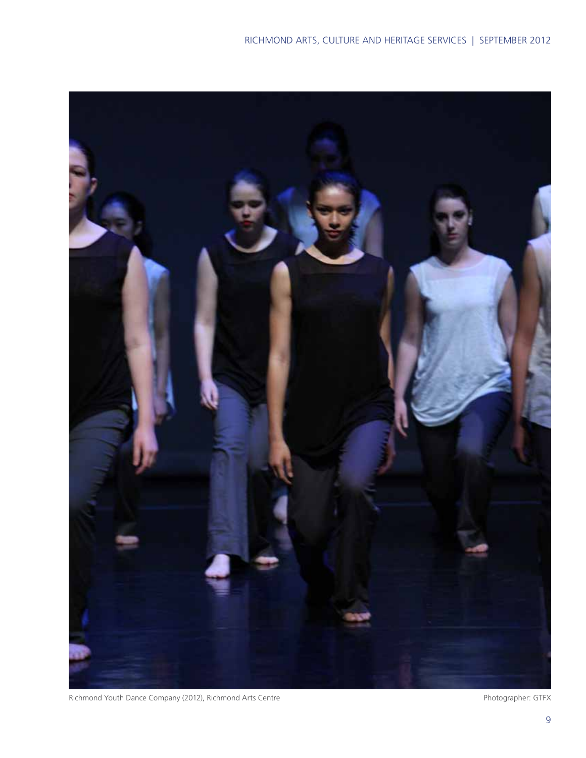Richmond Youth Dance Company (2012), Richmond Arts Centre

Photographer: GTFX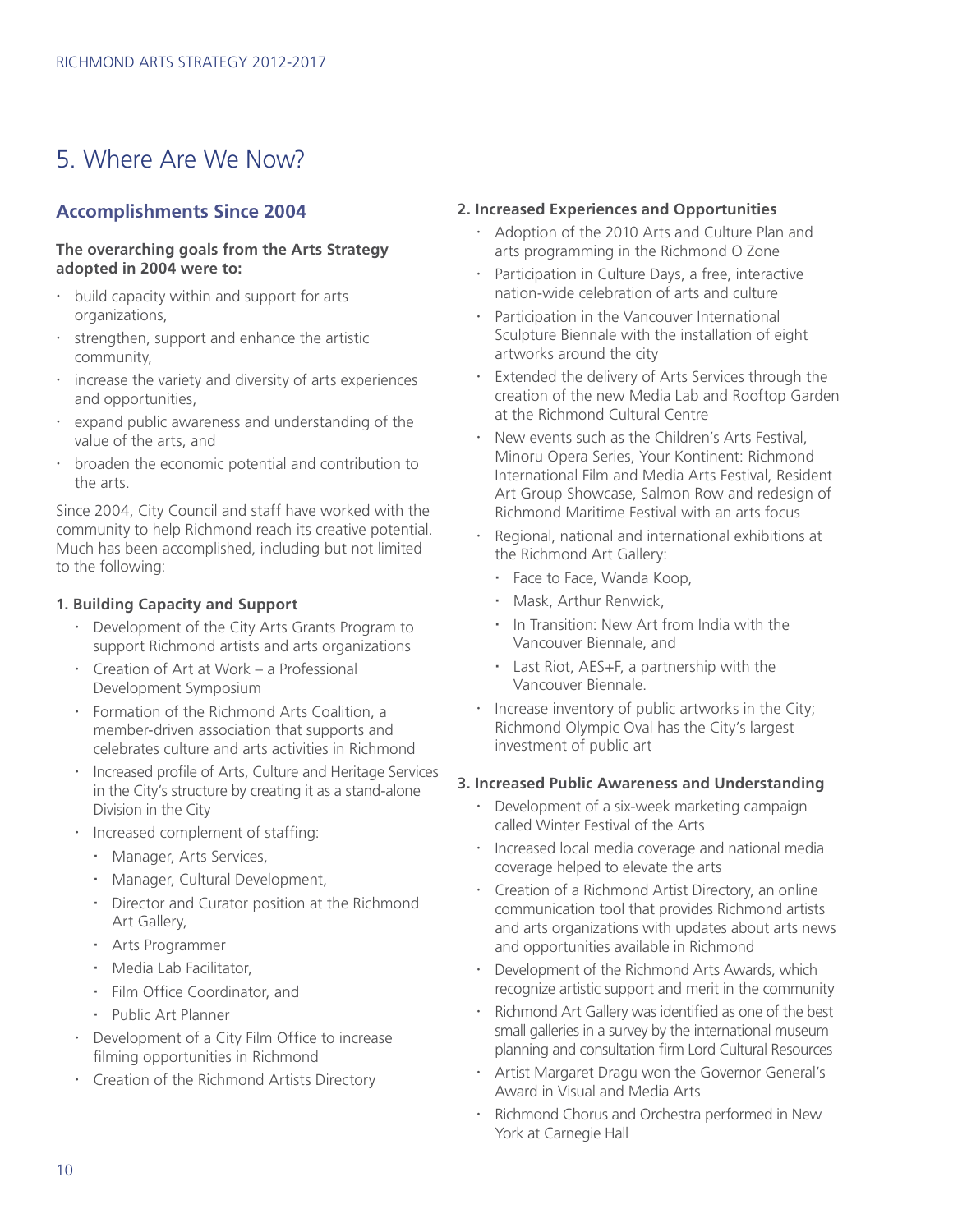# 5. Where Are We Now?

## Accomplishments Since 2004

**The overarching goals from the Arts Strategy adopted in 2004 were to:**

- build capacity within and support for arts organizations,
- strengthen, support and enhance the artistic community,
- increase the variety and diversity of arts experiences and opportunities,
- expand public awareness and understanding of the value of the arts, and
- broaden the economic potential and contribution to the arts.

Since 2004, City Council and staff have worked with the community to help Richmond reach its creative potential. Much has been accomplished, including but not limited to the following:

### 1. Building Capacity and Support

- Development of the City Arts Grants Program to support Richmond artists and arts organizations
- Creation of Art at Work – a Professional Development Symposium
- Formation of the Richmond Arts Coalition, a member-driven association that supports and celebrates culture and arts activities in Richmond
- Increased profile of Arts, Culture and Heritage Services in the City's structure by creating it as a stand-alone Division in the City
- Increased complement of staffing:
  - Manager, Arts Services,
  - Manager, Cultural Development,
  - Director and Curator position at the Richmond Art Gallery,
  - Arts Programmer
  - Media Lab Facilitator,
  - Film Office Coordinator, and
  - Public Art Planner
- Development of a City Film Office to increase filming opportunities in Richmond
- Creation of the Richmond Artists Directory

### 2. Increased Experiences and Opportunities

- Adoption of the 2010 Arts and Culture Plan and arts programming in the Richmond O Zone
- Participation in Culture Days, a free, interactive nation-wide celebration of arts and culture
- Participation in the Vancouver International Sculpture Biennale with the installation of eight artworks around the city
- Extended the delivery of Arts Services through the creation of the new Media Lab and Rooftop Garden at the Richmond Cultural Centre
- New events such as the Children's Arts Festival, Minoru Opera Series, Your Kontinent: Richmond International Film and Media Arts Festival, Resident Art Group Showcase, Salmon Row and redesign of Richmond Maritime Festival with an arts focus
- Regional, national and international exhibitions at the Richmond Art Gallery:
  - Face to Face, Wanda Koop,
  - Mask, Arthur Renwick,
  - In Transition: New Art from India with the Vancouver Biennale, and
  - Last Riot, AES+F, a partnership with the Vancouver Biennale.
- Increase inventory of public artworks in the City; Richmond Olympic Oval has the City's largest investment of public art

### 3. Increased Public Awareness and Understanding

- Development of a six-week marketing campaign called Winter Festival of the Arts
- Increased local media coverage and national media coverage helped to elevate the arts
- Creation of a Richmond Artist Directory, an online communication tool that provides Richmond artists and arts organizations with updates about arts news and opportunities available in Richmond
- Development of the Richmond Arts Awards, which recognize artistic support and merit in the community
- Richmond Art Gallery was identified as one of the best small galleries in a survey by the international museum planning and consultation firm Lord Cultural Resources
- Artist Margaret Dragu won the Governor General's Award in Visual and Media Arts
- Richmond Chorus and Orchestra performed in New York at Carnegie Hall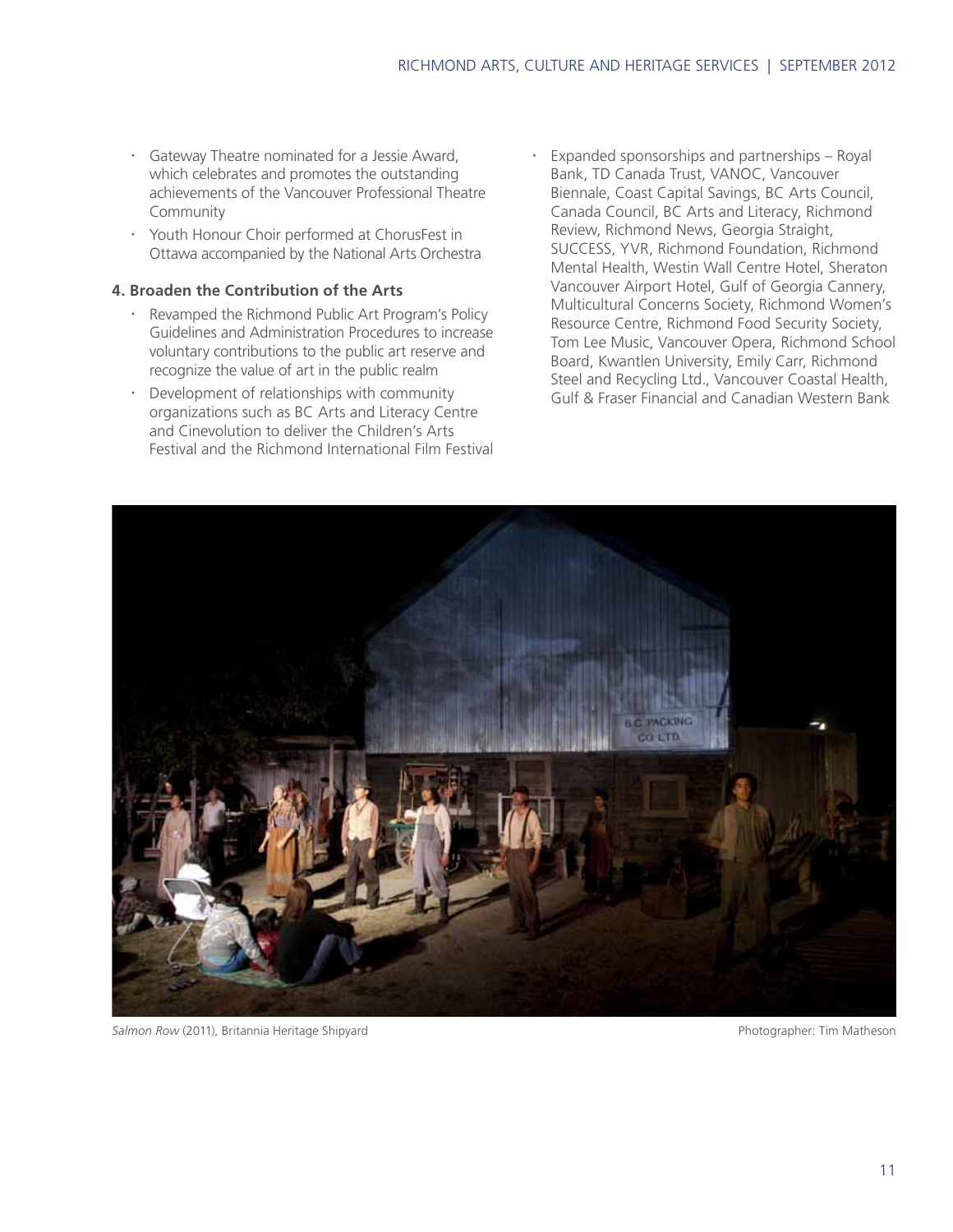- Gateway Theatre nominated for a Jessie Award, which celebrates and promotes the outstanding achievements of the Vancouver Professional Theatre Community
- Youth Honour Choir performed at ChorusFest in Ottawa accompanied by the National Arts Orchestra

**4. Broaden the Contribution of the Arts**

- Revamped the Richmond Public Art Program's Policy Guidelines and Administration Procedures to increase voluntary contributions to the public art reserve and recognize the value of art in the public realm
- Development of relationships with community organizations such as BC Arts and Literacy Centre and Cinevolution to deliver the Children's Arts Festival and the Richmond International Film Festival
- Expanded sponsorships and partnerships – Royal Bank, TD Canada Trust, VANOC, Vancouver Biennale, Coast Capital Savings, BC Arts Council, Canada Council, BC Arts and Literacy, Richmond Review, Richmond News, Georgia Straight, SUCCESS, YVR, Richmond Foundation, Richmond Mental Health, Westin Wall Centre Hotel, Sheraton Vancouver Airport Hotel, Gulf of Georgia Cannery, Multicultural Concerns Society, Richmond Women's Resource Centre, Richmond Food Security Society, Tom Lee Music, Vancouver Opera, Richmond School Board, Kwantlen University, Emily Carr, Richmond Steel and Recycling Ltd., Vancouver Coastal Health, Gulf & Fraser Financial and Canadian Western Bank

*Salmon Row* (2011), Britannia Heritage Shipyard — Photographer: Tim Matheson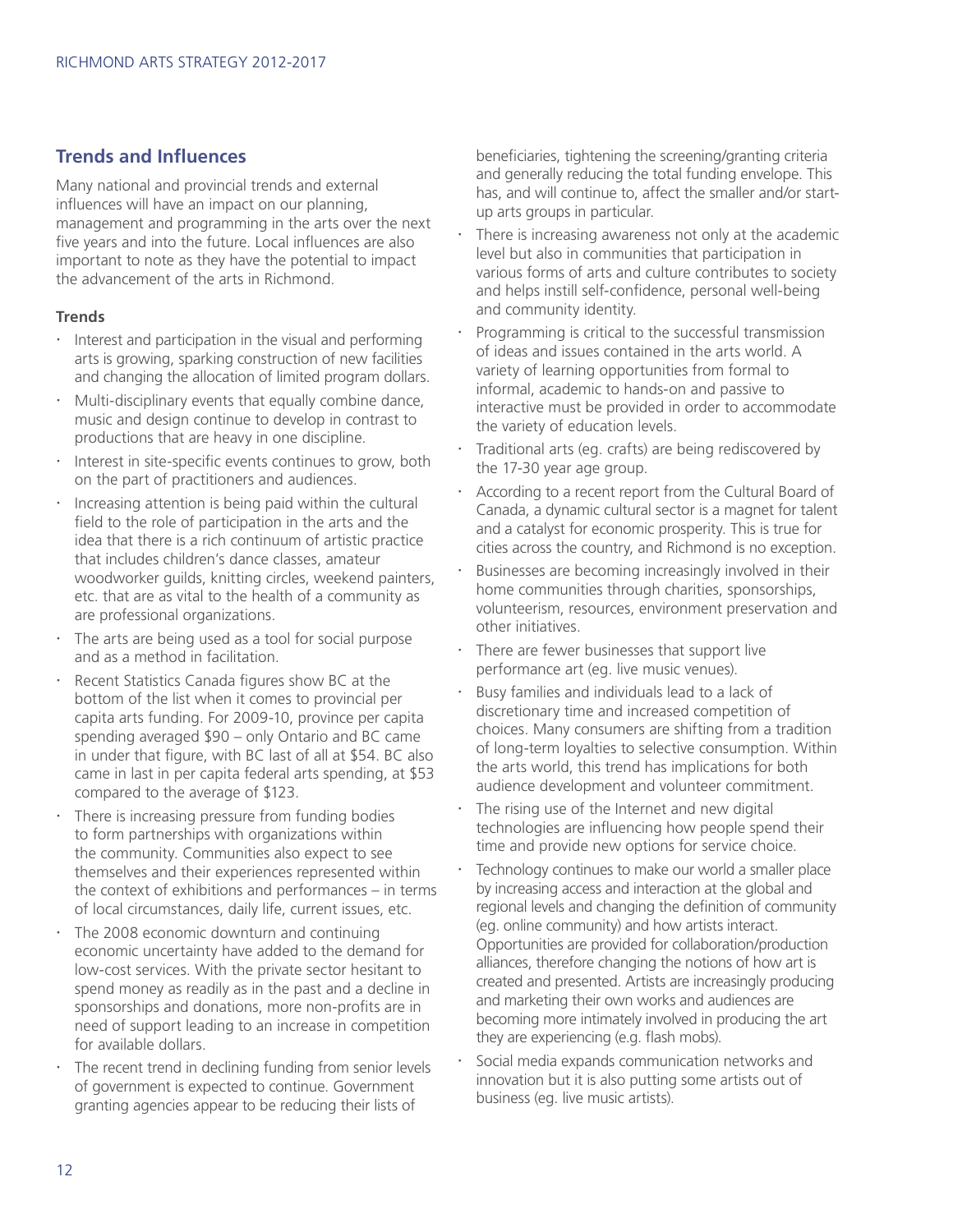## Trends and Influences

Many national and provincial trends and external influences will have an impact on our planning, management and programming in the arts over the next five years and into the future. Local influences are also important to note as they have the potential to impact the advancement of the arts in Richmond.

### Trends

- Interest and participation in the visual and performing arts is growing, sparking construction of new facilities and changing the allocation of limited program dollars.
- Multi-disciplinary events that equally combine dance, music and design continue to develop in contrast to productions that are heavy in one discipline.
- Interest in site-specific events continues to grow, both on the part of practitioners and audiences.
- Increasing attention is being paid within the cultural field to the role of participation in the arts and the idea that there is a rich continuum of artistic practice that includes children's dance classes, amateur woodworker guilds, knitting circles, weekend painters, etc. that are as vital to the health of a community as are professional organizations.
- The arts are being used as a tool for social purpose and as a method in facilitation.
- Recent Statistics Canada figures show BC at the bottom of the list when it comes to provincial per capita arts funding. For 2009-10, province per capita spending averaged $90 – only Ontario and BC came in under that figure, with BC last of all at $54. BC also came in last in per capita federal arts spending, at $53 compared to the average of $123.
- There is increasing pressure from funding bodies to form partnerships with organizations within the community. Communities also expect to see themselves and their experiences represented within the context of exhibitions and performances – in terms of local circumstances, daily life, current issues, etc.
- The 2008 economic downturn and continuing economic uncertainty have added to the demand for low-cost services. With the private sector hesitant to spend money as readily as in the past and a decline in sponsorships and donations, more non-profits are in need of support leading to an increase in competition for available dollars.
- The recent trend in declining funding from senior levels of government is expected to continue. Government granting agencies appear to be reducing their lists of beneficiaries, tightening the screening/granting criteria and generally reducing the total funding envelope. This has, and will continue to, affect the smaller and/or start-up arts groups in particular.
- There is increasing awareness not only at the academic level but also in communities that participation in various forms of arts and culture contributes to society and helps instill self-confidence, personal well-being and community identity.
- Programming is critical to the successful transmission of ideas and issues contained in the arts world. A variety of learning opportunities from formal to informal, academic to hands-on and passive to interactive must be provided in order to accommodate the variety of education levels.
- Traditional arts (eg. crafts) are being rediscovered by the 17-30 year age group.
- According to a recent report from the Cultural Board of Canada, a dynamic cultural sector is a magnet for talent and a catalyst for economic prosperity. This is true for cities across the country, and Richmond is no exception.
- Businesses are becoming increasingly involved in their home communities through charities, sponsorships, volunteerism, resources, environment preservation and other initiatives.
- There are fewer businesses that support live performance art (eg. live music venues).
- Busy families and individuals lead to a lack of discretionary time and increased competition of choices. Many consumers are shifting from a tradition of long-term loyalties to selective consumption. Within the arts world, this trend has implications for both audience development and volunteer commitment.
- The rising use of the Internet and new digital technologies are influencing how people spend their time and provide new options for service choice.
- Technology continues to make our world a smaller place by increasing access and interaction at the global and regional levels and changing the definition of community (eg. online community) and how artists interact. Opportunities are provided for collaboration/production alliances, therefore changing the notions of how art is created and presented. Artists are increasingly producing and marketing their own works and audiences are becoming more intimately involved in producing the art they are experiencing (e.g. flash mobs).
- Social media expands communication networks and innovation but it is also putting some artists out of business (eg. live music artists).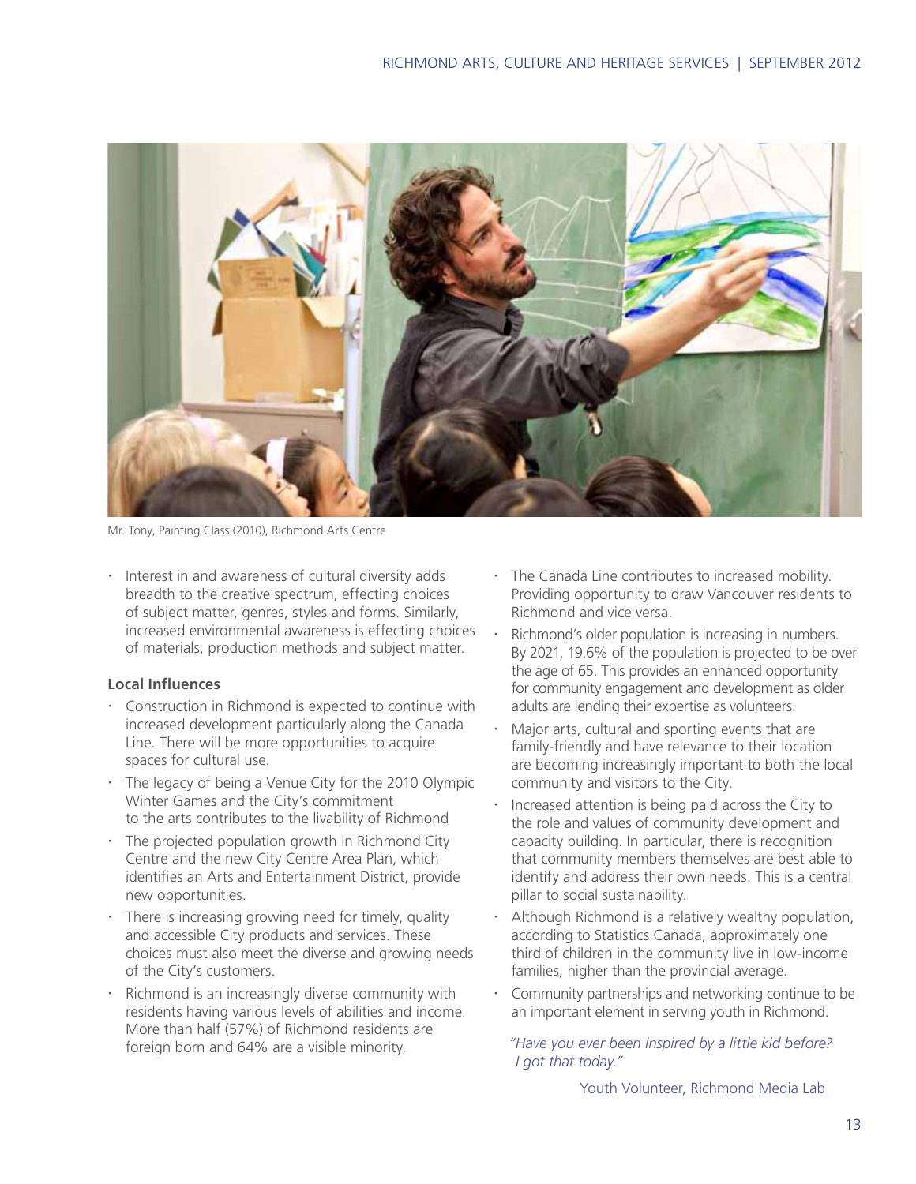Mr. Tony, Painting Class (2010), Richmond Arts Centre

- Interest in and awareness of cultural diversity adds breadth to the creative spectrum, effecting choices of subject matter, genres, styles and forms. Similarly, increased environmental awareness is effecting choices of materials, production methods and subject matter.

**Local Influences**

- Construction in Richmond is expected to continue with increased development particularly along the Canada Line. There will be more opportunities to acquire spaces for cultural use.
- The legacy of being a Venue City for the 2010 Olympic Winter Games and the City's commitment to the arts contributes to the livability of Richmond
- The projected population growth in Richmond City Centre and the new City Centre Area Plan, which identifies an Arts and Entertainment District, provide new opportunities.
- There is increasing growing need for timely, quality and accessible City products and services. These choices must also meet the diverse and growing needs of the City's customers.
- Richmond is an increasingly diverse community with residents having various levels of abilities and income. More than half (57%) of Richmond residents are foreign born and 64% are a visible minority.
- The Canada Line contributes to increased mobility. Providing opportunity to draw Vancouver residents to Richmond and vice versa.
- Richmond's older population is increasing in numbers. By 2021, 19.6% of the population is projected to be over the age of 65. This provides an enhanced opportunity for community engagement and development as older adults are lending their expertise as volunteers.
- Major arts, cultural and sporting events that are family-friendly and have relevance to their location are becoming increasingly important to both the local community and visitors to the City.
- Increased attention is being paid across the City to the role and values of community development and capacity building. In particular, there is recognition that community members themselves are best able to identify and address their own needs. This is a central pillar to social sustainability.
- Although Richmond is a relatively wealthy population, according to Statistics Canada, approximately one third of children in the community live in low-income families, higher than the provincial average.
- Community partnerships and networking continue to be an important element in serving youth in Richmond.

*"Have you ever been inspired by a little kid before? I got that today."*

Youth Volunteer, Richmond Media Lab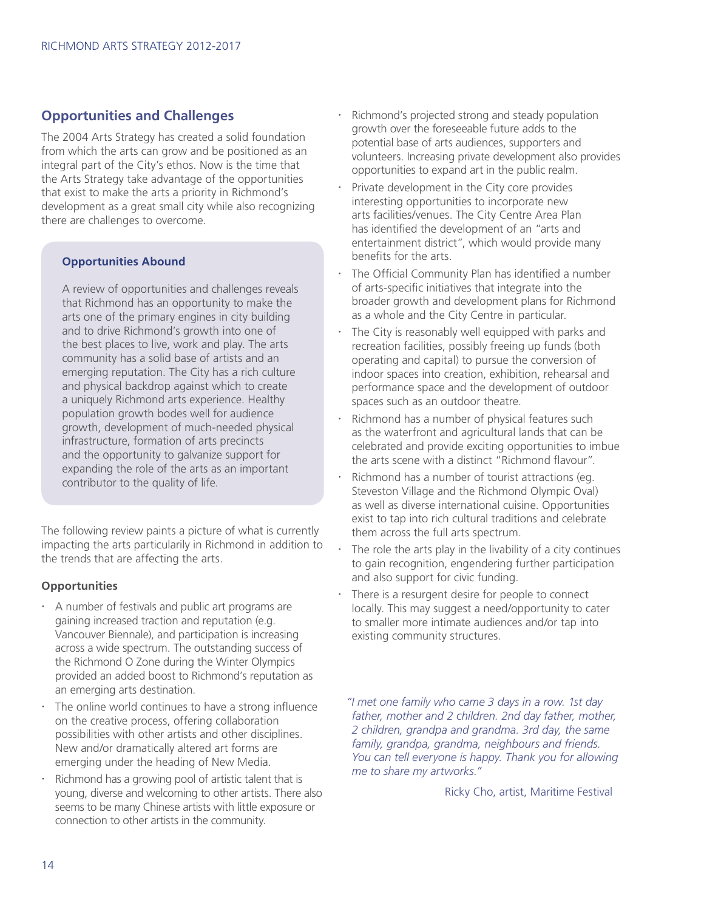## Opportunities and Challenges

The 2004 Arts Strategy has created a solid foundation from which the arts can grow and be positioned as an integral part of the City's ethos. Now is the time that the Arts Strategy take advantage of the opportunities that exist to make the arts a priority in Richmond's development as a great small city while also recognizing there are challenges to overcome.

### Opportunities Abound

A review of opportunities and challenges reveals that Richmond has an opportunity to make the arts one of the primary engines in city building and to drive Richmond's growth into one of the best places to live, work and play. The arts community has a solid base of artists and an emerging reputation. The City has a rich culture and physical backdrop against which to create a uniquely Richmond arts experience. Healthy population growth bodes well for audience growth, development of much-needed physical infrastructure, formation of arts precincts and the opportunity to galvanize support for expanding the role of the arts as an important contributor to the quality of life.

The following review paints a picture of what is currently impacting the arts particularily in Richmond in addition to the trends that are affecting the arts.

### Opportunities

- A number of festivals and public art programs are gaining increased traction and reputation (e.g. Vancouver Biennale), and participation is increasing across a wide spectrum. The outstanding success of the Richmond O Zone during the Winter Olympics provided an added boost to Richmond's reputation as an emerging arts destination.
- The online world continues to have a strong influence on the creative process, offering collaboration possibilities with other artists and other disciplines. New and/or dramatically altered art forms are emerging under the heading of New Media.
- Richmond has a growing pool of artistic talent that is young, diverse and welcoming to other artists. There also seems to be many Chinese artists with little exposure or connection to other artists in the community.
- Richmond's projected strong and steady population growth over the foreseeable future adds to the potential base of arts audiences, supporters and volunteers. Increasing private development also provides opportunities to expand art in the public realm.
- Private development in the City core provides interesting opportunities to incorporate new arts facilities/venues. The City Centre Area Plan has identified the development of an "arts and entertainment district", which would provide many benefits for the arts.
- The Official Community Plan has identified a number of arts-specific initiatives that integrate into the broader growth and development plans for Richmond as a whole and the City Centre in particular.
- The City is reasonably well equipped with parks and recreation facilities, possibly freeing up funds (both operating and capital) to pursue the conversion of indoor spaces into creation, exhibition, rehearsal and performance space and the development of outdoor spaces such as an outdoor theatre.
- Richmond has a number of physical features such as the waterfront and agricultural lands that can be celebrated and provide exciting opportunities to imbue the arts scene with a distinct "Richmond flavour".
- Richmond has a number of tourist attractions (eg. Steveston Village and the Richmond Olympic Oval) as well as diverse international cuisine. Opportunities exist to tap into rich cultural traditions and celebrate them across the full arts spectrum.
- The role the arts play in the livability of a city continues to gain recognition, engendering further participation and also support for civic funding.
- There is a resurgent desire for people to connect locally. This may suggest a need/opportunity to cater to smaller more intimate audiences and/or tap into existing community structures.

*"I met one family who came 3 days in a row. 1st day father, mother and 2 children. 2nd day father, mother, 2 children, grandpa and grandma. 3rd day, the same family, grandpa, grandma, neighbours and friends. You can tell everyone is happy. Thank you for allowing me to share my artworks."*

Ricky Cho, artist, Maritime Festival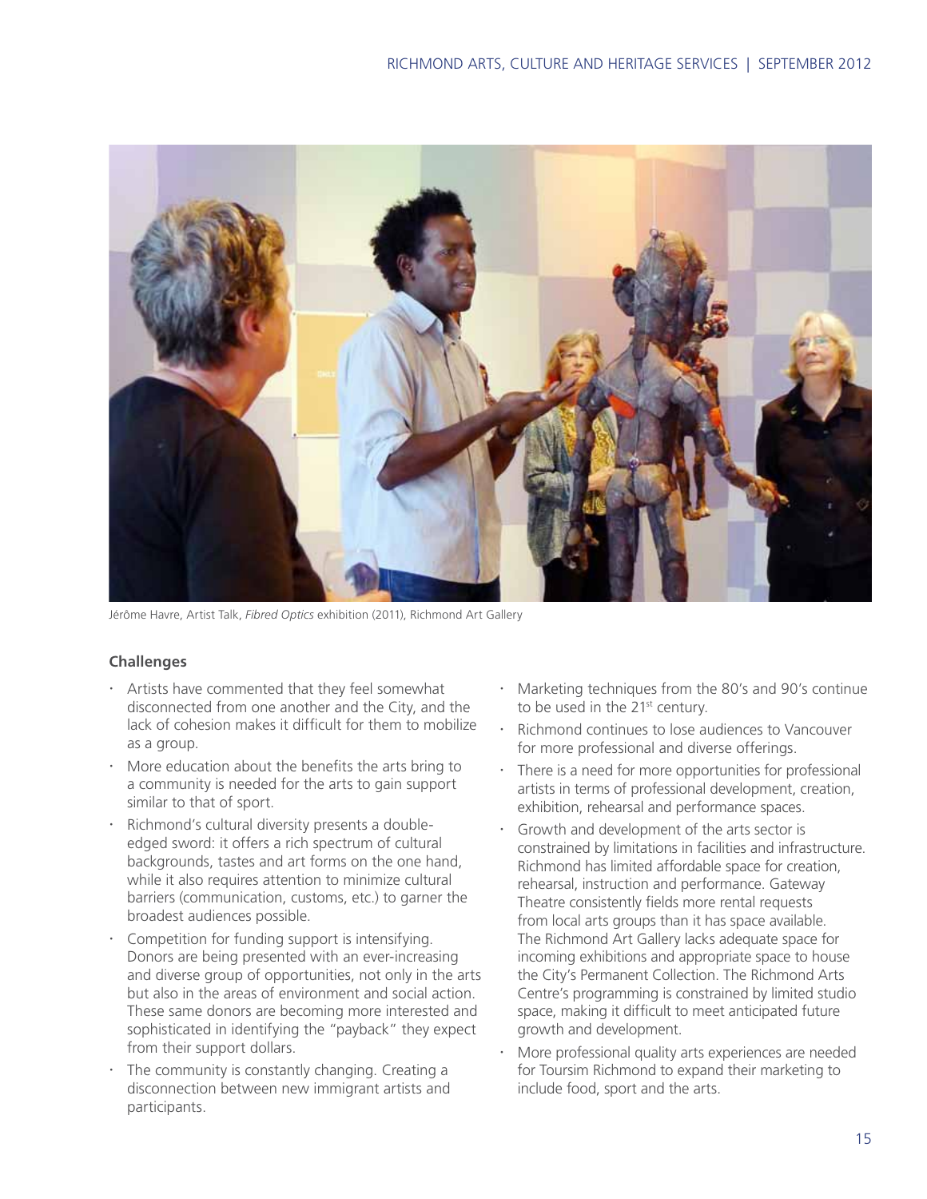Jérôme Havre, Artist Talk, *Fibred Optics* exhibition (2011), Richmond Art Gallery

### Challenges

- Artists have commented that they feel somewhat disconnected from one another and the City, and the lack of cohesion makes it difficult for them to mobilize as a group.
- More education about the benefits the arts bring to a community is needed for the arts to gain support similar to that of sport.
- Richmond's cultural diversity presents a double-edged sword: it offers a rich spectrum of cultural backgrounds, tastes and art forms on the one hand, while it also requires attention to minimize cultural barriers (communication, customs, etc.) to garner the broadest audiences possible.
- Competition for funding support is intensifying. Donors are being presented with an ever-increasing and diverse group of opportunities, not only in the arts but also in the areas of environment and social action. These same donors are becoming more interested and sophisticated in identifying the "payback" they expect from their support dollars.
- The community is constantly changing. Creating a disconnection between new immigrant artists and participants.
- Marketing techniques from the 80's and 90's continue to be used in the 21st century.
- Richmond continues to lose audiences to Vancouver for more professional and diverse offerings.
- There is a need for more opportunities for professional artists in terms of professional development, creation, exhibition, rehearsal and performance spaces.
- Growth and development of the arts sector is constrained by limitations in facilities and infrastructure. Richmond has limited affordable space for creation, rehearsal, instruction and performance. Gateway Theatre consistently fields more rental requests from local arts groups than it has space available. The Richmond Art Gallery lacks adequate space for incoming exhibitions and appropriate space to house the City's Permanent Collection. The Richmond Arts Centre's programming is constrained by limited studio space, making it difficult to meet anticipated future growth and development.
- More professional quality arts experiences are needed for Toursim Richmond to expand their marketing to include food, sport and the arts.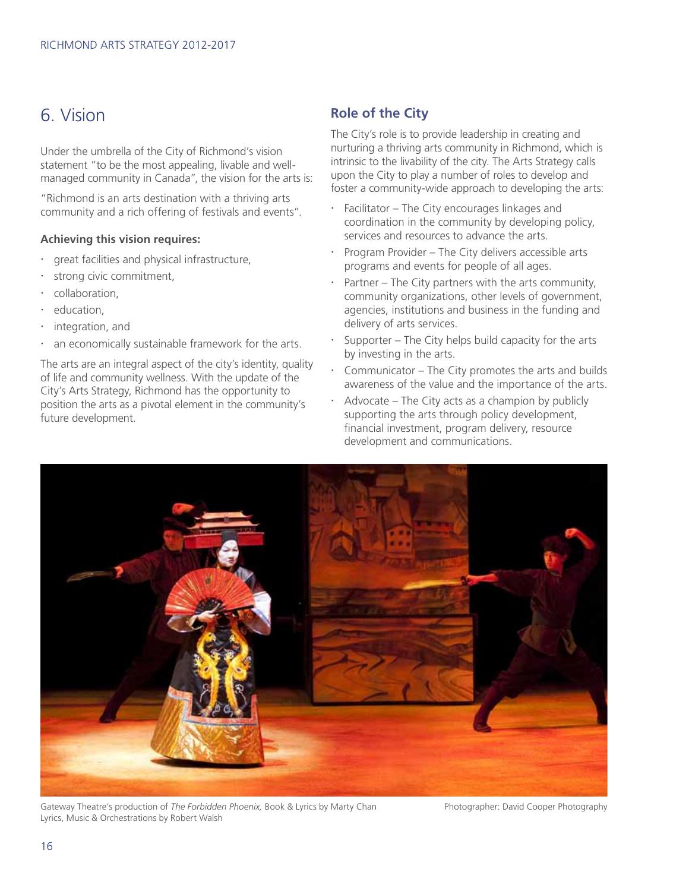## 6. Vision

Under the umbrella of the City of Richmond's vision statement "to be the most appealing, livable and well-managed community in Canada", the vision for the arts is:

"Richmond is an arts destination with a thriving arts community and a rich offering of festivals and events".

**Achieving this vision requires:**

- great facilities and physical infrastructure,
- strong civic commitment,
- collaboration,
- education,
- integration, and
- an economically sustainable framework for the arts.

The arts are an integral aspect of the city's identity, quality of life and community wellness. With the update of the City's Arts Strategy, Richmond has the opportunity to position the arts as a pivotal element in the community's future development.

### Role of the City

The City's role is to provide leadership in creating and nurturing a thriving arts community in Richmond, which is intrinsic to the livability of the city. The Arts Strategy calls upon the City to play a number of roles to develop and foster a community-wide approach to developing the arts:

- Facilitator – The City encourages linkages and coordination in the community by developing policy, services and resources to advance the arts.
- Program Provider – The City delivers accessible arts programs and events for people of all ages.
- Partner – The City partners with the arts community, community organizations, other levels of government, agencies, institutions and business in the funding and delivery of arts services.
- Supporter – The City helps build capacity for the arts by investing in the arts.
- Communicator – The City promotes the arts and builds awareness of the value and the importance of the arts.
- Advocate – The City acts as a champion by publicly supporting the arts through policy development, financial investment, program delivery, resource development and communications.

Gateway Theatre's production of *The Forbidden Phoenix,* Book & Lyrics by Marty Chan Lyrics, Music & Orchestrations by Robert Walsh

Photographer: David Cooper Photography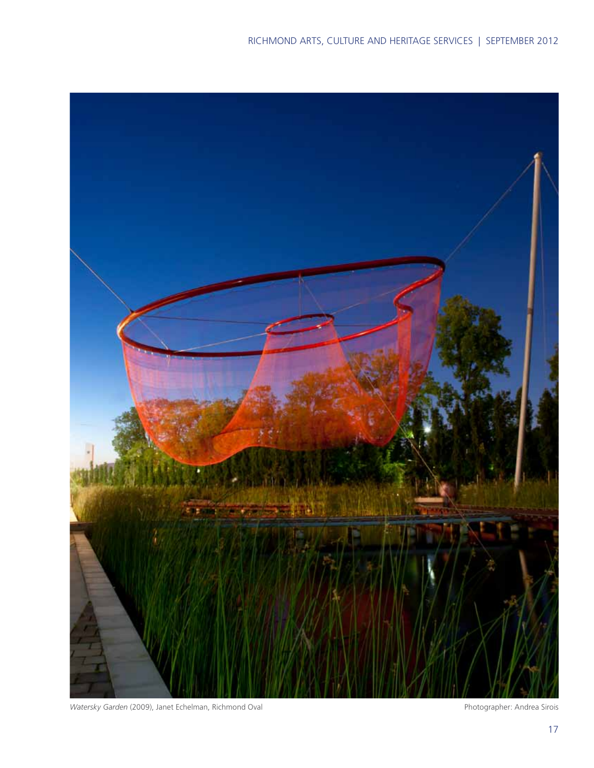*Watersky Garden* (2009), Janet Echelman, Richmond Oval

Photographer: Andrea Sirois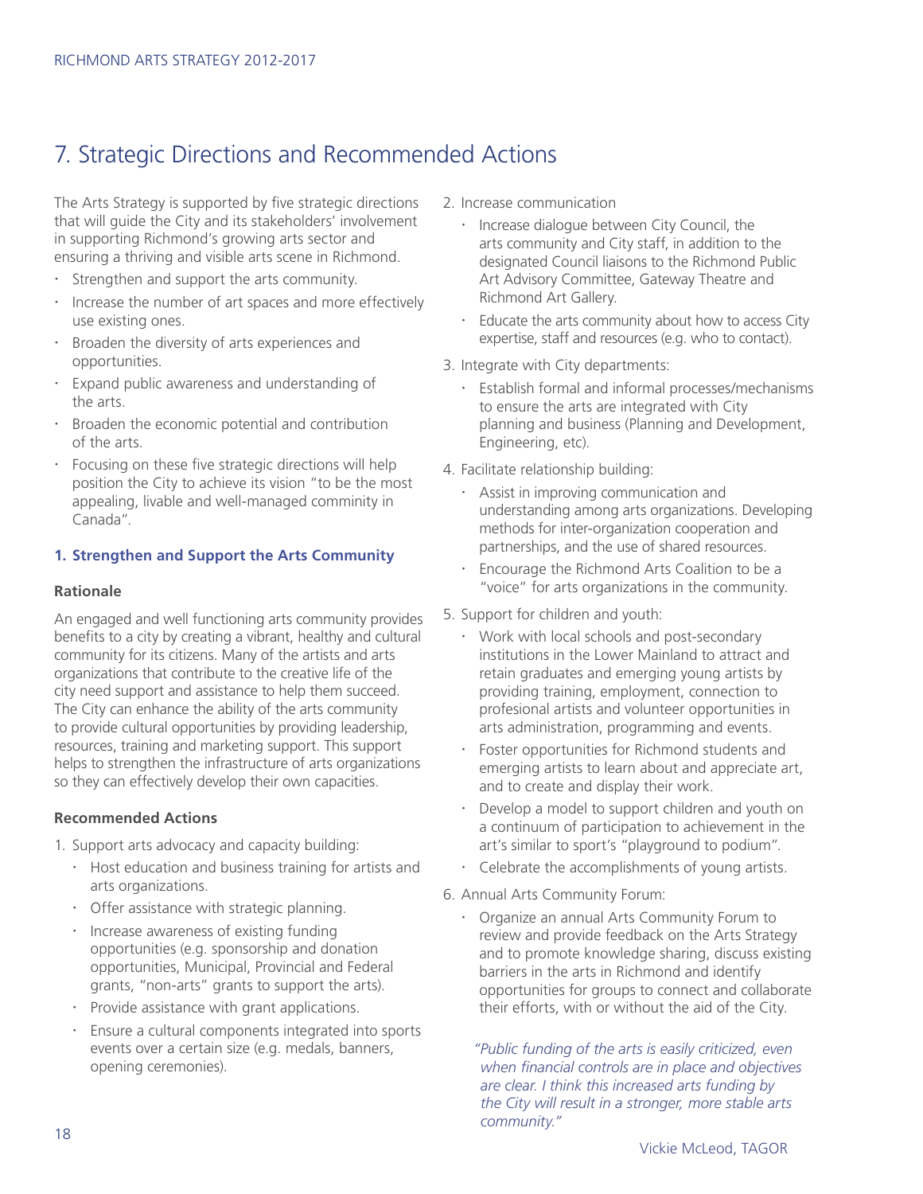# 7. Strategic Directions and Recommended Actions

The Arts Strategy is supported by five strategic directions that will guide the City and its stakeholders' involvement in supporting Richmond's growing arts sector and ensuring a thriving and visible arts scene in Richmond.

- Strengthen and support the arts community.
- Increase the number of art spaces and more effectively use existing ones.
- Broaden the diversity of arts experiences and opportunities.
- Expand public awareness and understanding of the arts.
- Broaden the economic potential and contribution of the arts.
- Focusing on these five strategic directions will help position the City to achieve its vision "to be the most appealing, livable and well-managed comminity in Canada".

### 1. Strengthen and Support the Arts Community

#### Rationale

An engaged and well functioning arts community provides benefits to a city by creating a vibrant, healthy and cultural community for its citizens. Many of the artists and arts organizations that contribute to the creative life of the city need support and assistance to help them succeed. The City can enhance the ability of the arts community to provide cultural opportunities by providing leadership, resources, training and marketing support. This support helps to strengthen the infrastructure of arts organizations so they can effectively develop their own capacities.

#### Recommended Actions

1. Support arts advocacy and capacity building:
   - Host education and business training for artists and arts organizations.
   - Offer assistance with strategic planning.
   - Increase awareness of existing funding opportunities (e.g. sponsorship and donation opportunities, Municipal, Provincial and Federal grants, "non-arts" grants to support the arts).
   - Provide assistance with grant applications.
   - Ensure a cultural components integrated into sports events over a certain size (e.g. medals, banners, opening ceremonies).
2. Increase communication
   - Increase dialogue between City Council, the arts community and City staff, in addition to the designated Council liaisons to the Richmond Public Art Advisory Committee, Gateway Theatre and Richmond Art Gallery.
   - Educate the arts community about how to access City expertise, staff and resources (e.g. who to contact).
3. Integrate with City departments:
   - Establish formal and informal processes/mechanisms to ensure the arts are integrated with City planning and business (Planning and Development, Engineering, etc).
4. Facilitate relationship building:
   - Assist in improving communication and understanding among arts organizations. Developing methods for inter-organization cooperation and partnerships, and the use of shared resources.
   - Encourage the Richmond Arts Coalition to be a "voice" for arts organizations in the community.
5. Support for children and youth:
   - Work with local schools and post-secondary institutions in the Lower Mainland to attract and retain graduates and emerging young artists by providing training, employment, connection to profesional artists and volunteer opportunities in arts administration, programming and events.
   - Foster opportunities for Richmond students and emerging artists to learn about and appreciate art, and to create and display their work.
   - Develop a model to support children and youth on a continuum of participation to achievement in the art's similar to sport's "playground to podium".
   - Celebrate the accomplishments of young artists.
6. Annual Arts Community Forum:
   - Organize an annual Arts Community Forum to review and provide feedback on the Arts Strategy and to promote knowledge sharing, discuss existing barriers in the arts in Richmond and identify opportunities for groups to connect and collaborate their efforts, with or without the aid of the City.

*"Public funding of the arts is easily criticized, even when financial controls are in place and objectives are clear. I think this increased arts funding by the City will result in a stronger, more stable arts community."*

Vickie McLeod, TAGOR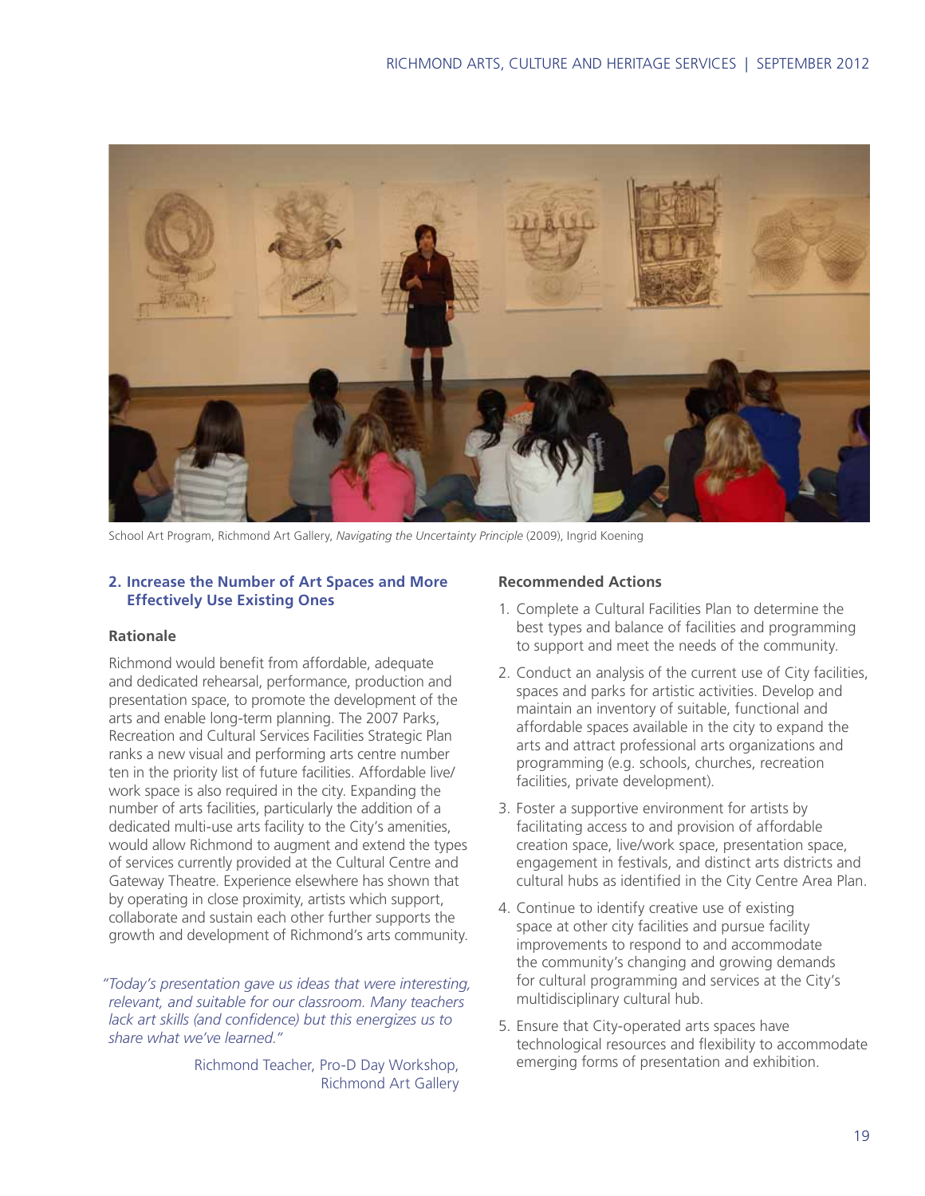School Art Program, Richmond Art Gallery, *Navigating the Uncertainty Principle* (2009), Ingrid Koening

## 2. Increase the Number of Art Spaces and More Effectively Use Existing Ones

### Rationale

Richmond would benefit from affordable, adequate and dedicated rehearsal, performance, production and presentation space, to promote the development of the arts and enable long-term planning. The 2007 Parks, Recreation and Cultural Services Facilities Strategic Plan ranks a new visual and performing arts centre number ten in the priority list of future facilities. Affordable live/work space is also required in the city. Expanding the number of arts facilities, particularly the addition of a dedicated multi-use arts facility to the City's amenities, would allow Richmond to augment and extend the types of services currently provided at the Cultural Centre and Gateway Theatre. Experience elsewhere has shown that by operating in close proximity, artists which support, collaborate and sustain each other further supports the growth and development of Richmond's arts community.

*"Today's presentation gave us ideas that were interesting, relevant, and suitable for our classroom. Many teachers lack art skills (and confidence) but this energizes us to share what we've learned."*

Richmond Teacher, Pro-D Day Workshop, Richmond Art Gallery

### Recommended Actions

1. Complete a Cultural Facilities Plan to determine the best types and balance of facilities and programming to support and meet the needs of the community.
2. Conduct an analysis of the current use of City facilities, spaces and parks for artistic activities. Develop and maintain an inventory of suitable, functional and affordable spaces available in the city to expand the arts and attract professional arts organizations and programming (e.g. schools, churches, recreation facilities, private development).
3. Foster a supportive environment for artists by facilitating access to and provision of affordable creation space, live/work space, presentation space, engagement in festivals, and distinct arts districts and cultural hubs as identified in the City Centre Area Plan.
4. Continue to identify creative use of existing space at other city facilities and pursue facility improvements to respond to and accommodate the community's changing and growing demands for cultural programming and services at the City's multidisciplinary cultural hub.
5. Ensure that City-operated arts spaces have technological resources and flexibility to accommodate emerging forms of presentation and exhibition.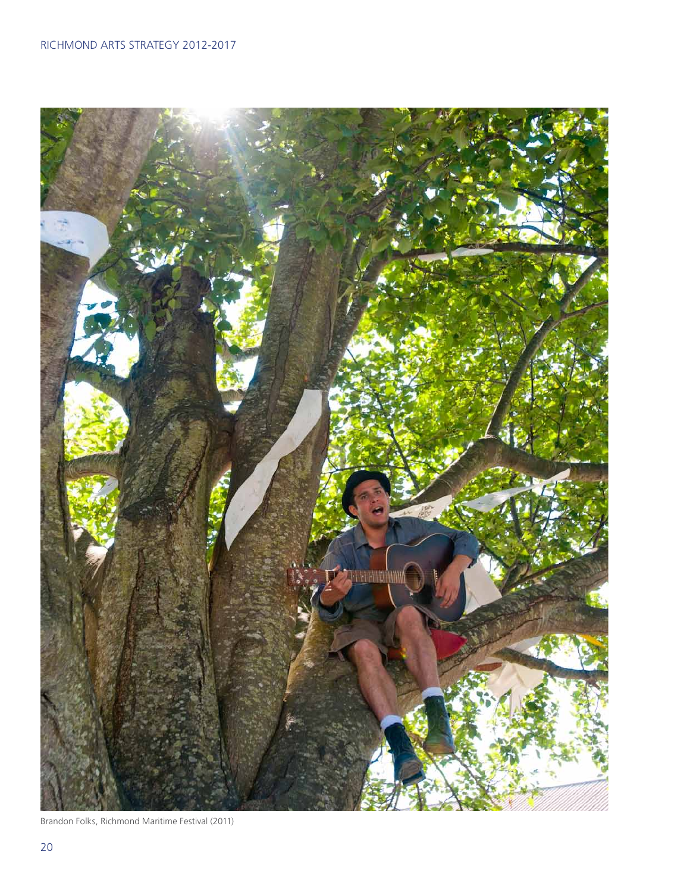Brandon Folks, Richmond Maritime Festival (2011)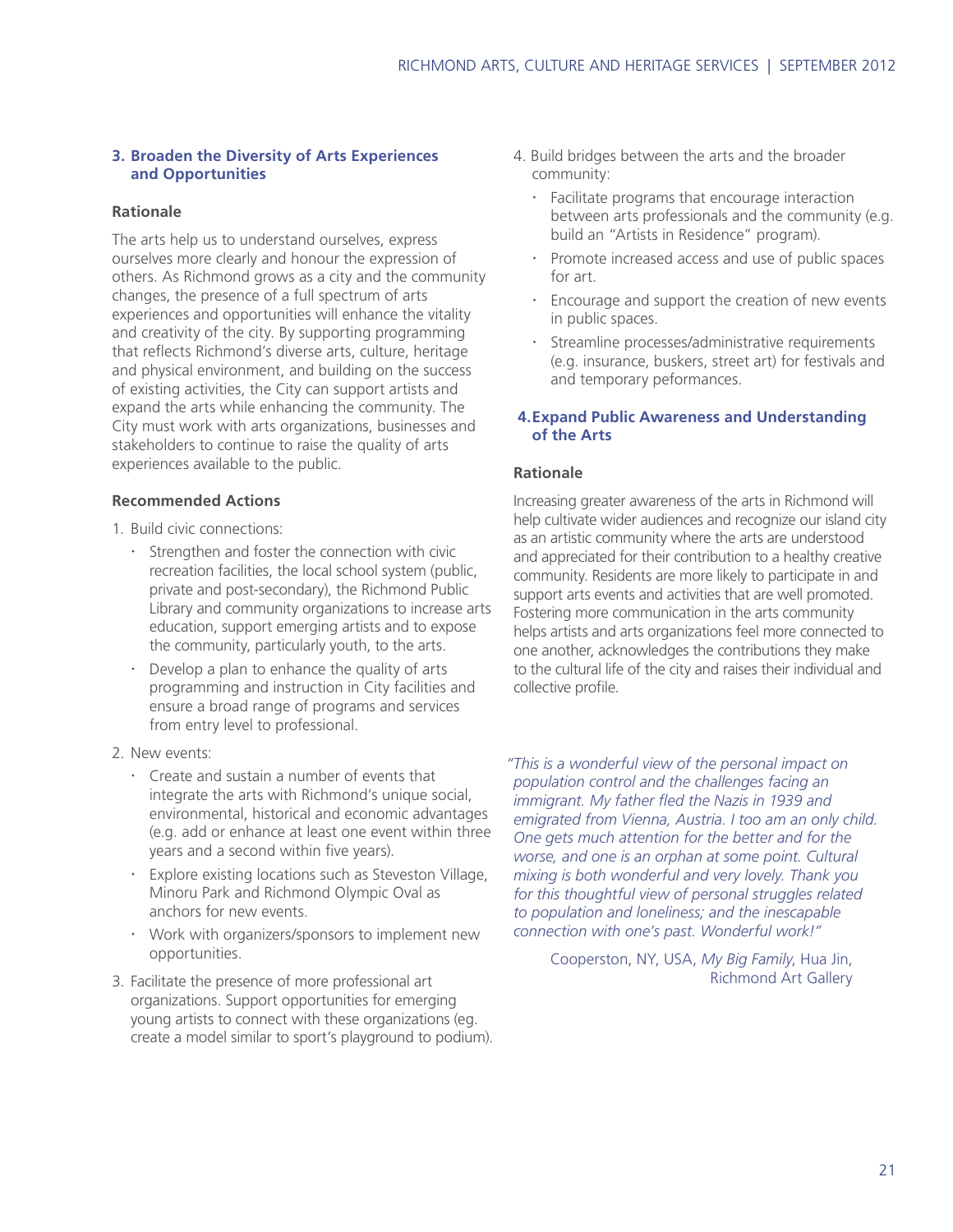### 3. Broaden the Diversity of Arts Experiences and Opportunities

**Rationale**

The arts help us to understand ourselves, express ourselves more clearly and honour the expression of others. As Richmond grows as a city and the community changes, the presence of a full spectrum of arts experiences and opportunities will enhance the vitality and creativity of the city. By supporting programming that reflects Richmond's diverse arts, culture, heritage and physical environment, and building on the success of existing activities, the City can support artists and expand the arts while enhancing the community. The City must work with arts organizations, businesses and stakeholders to continue to raise the quality of arts experiences available to the public.

**Recommended Actions**

1. Build civic connections:
   - Strengthen and foster the connection with civic recreation facilities, the local school system (public, private and post-secondary), the Richmond Public Library and community organizations to increase arts education, support emerging artists and to expose the community, particularly youth, to the arts.
   - Develop a plan to enhance the quality of arts programming and instruction in City facilities and ensure a broad range of programs and services from entry level to professional.
2. New events:
   - Create and sustain a number of events that integrate the arts with Richmond's unique social, environmental, historical and economic advantages (e.g. add or enhance at least one event within three years and a second within five years).
   - Explore existing locations such as Steveston Village, Minoru Park and Richmond Olympic Oval as anchors for new events.
   - Work with organizers/sponsors to implement new opportunities.
3. Facilitate the presence of more professional art organizations. Support opportunities for emerging young artists to connect with these organizations (eg. create a model similar to sport's playground to podium).
4. Build bridges between the arts and the broader community:
   - Facilitate programs that encourage interaction between arts professionals and the community (e.g. build an "Artists in Residence" program).
   - Promote increased access and use of public spaces for art.
   - Encourage and support the creation of new events in public spaces.
   - Streamline processes/administrative requirements (e.g. insurance, buskers, street art) for festivals and and temporary peformances.

### 4. Expand Public Awareness and Understanding of the Arts

**Rationale**

Increasing greater awareness of the arts in Richmond will help cultivate wider audiences and recognize our island city as an artistic community where the arts are understood and appreciated for their contribution to a healthy creative community. Residents are more likely to participate in and support arts events and activities that are well promoted. Fostering more communication in the arts community helps artists and arts organizations feel more connected to one another, acknowledges the contributions they make to the cultural life of the city and raises their individual and collective profile.

*"This is a wonderful view of the personal impact on population control and the challenges facing an immigrant. My father fled the Nazis in 1939 and emigrated from Vienna, Austria. I too am an only child. One gets much attention for the better and for the worse, and one is an orphan at some point. Cultural mixing is both wonderful and very lovely. Thank you for this thoughtful view of personal struggles related to population and loneliness; and the inescapable connection with one's past. Wonderful work!"*

Cooperston, NY, USA, *My Big Family*, Hua Jin, Richmond Art Gallery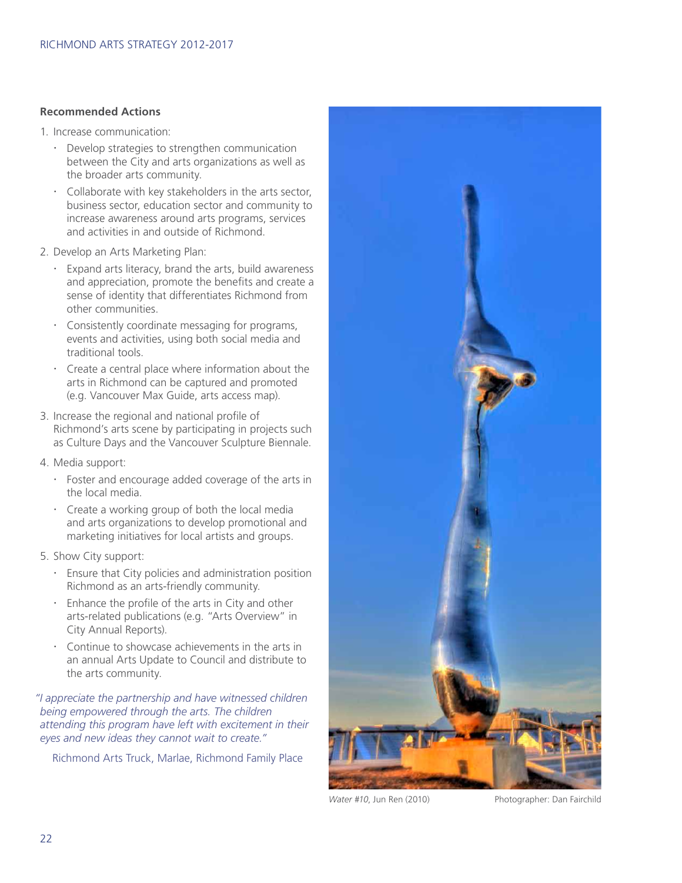**Recommended Actions**

1. Increase communication:
   - Develop strategies to strengthen communication between the City and arts organizations as well as the broader arts community.
   - Collaborate with key stakeholders in the arts sector, business sector, education sector and community to increase awareness around arts programs, services and activities in and outside of Richmond.
2. Develop an Arts Marketing Plan:
   - Expand arts literacy, brand the arts, build awareness and appreciation, promote the benefits and create a sense of identity that differentiates Richmond from other communities.
   - Consistently coordinate messaging for programs, events and activities, using both social media and traditional tools.
   - Create a central place where information about the arts in Richmond can be captured and promoted (e.g. Vancouver Max Guide, arts access map).
3. Increase the regional and national profile of Richmond's arts scene by participating in projects such as Culture Days and the Vancouver Sculpture Biennale.
4. Media support:
   - Foster and encourage added coverage of the arts in the local media.
   - Create a working group of both the local media and arts organizations to develop promotional and marketing initiatives for local artists and groups.
5. Show City support:
   - Ensure that City policies and administration position Richmond as an arts-friendly community.
   - Enhance the profile of the arts in City and other arts-related publications (e.g. "Arts Overview" in City Annual Reports).
   - Continue to showcase achievements in the arts in an annual Arts Update to Council and distribute to the arts community.

*"I appreciate the partnership and have witnessed children being empowered through the arts. The children attending this program have left with excitement in their eyes and new ideas they cannot wait to create."*

Richmond Arts Truck, Marlae, Richmond Family Place

*Water #10*, Jun Ren (2010) Photographer: Dan Fairchild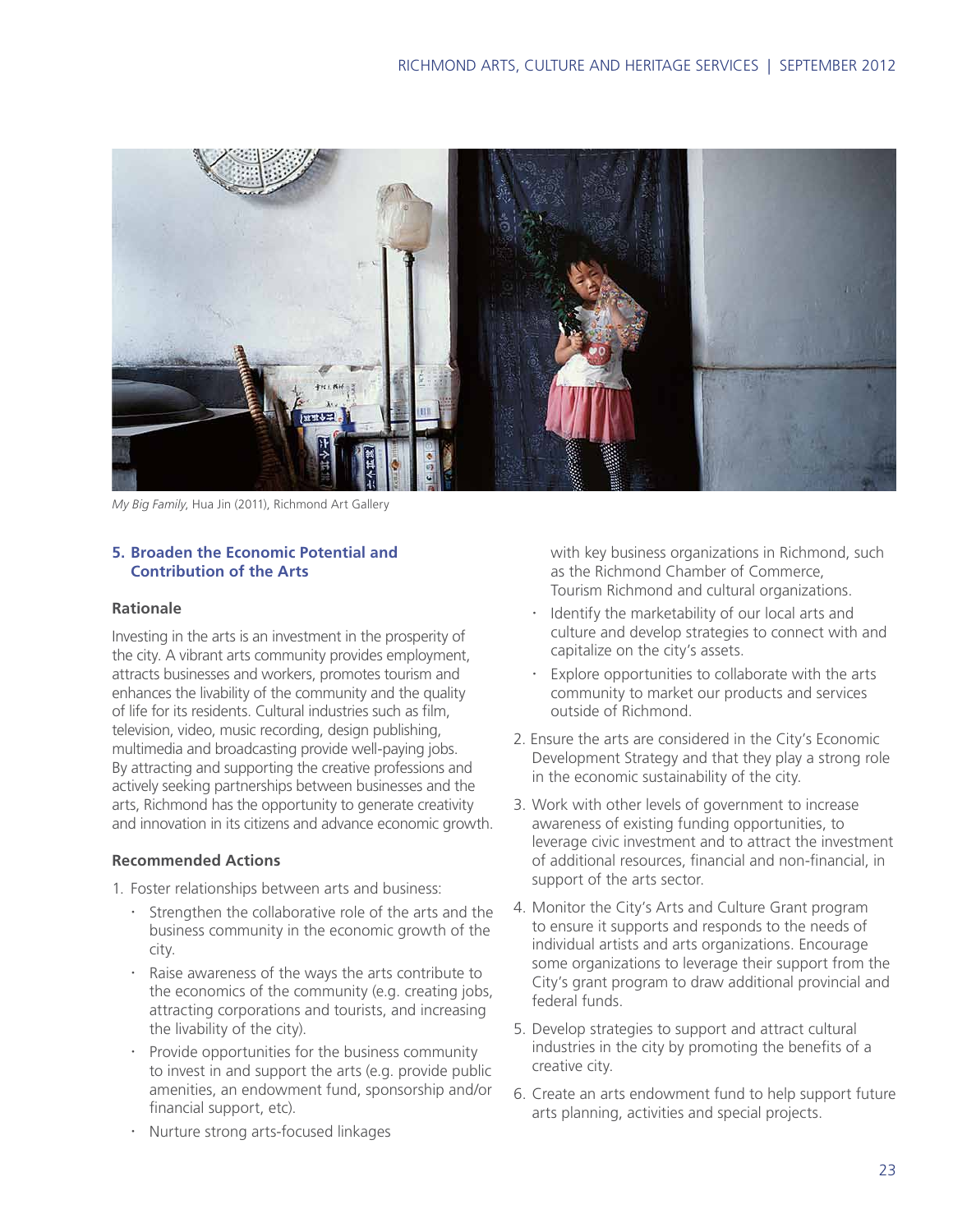*My Big Family*, Hua Jin (2011), Richmond Art Gallery

### 5. Broaden the Economic Potential and Contribution of the Arts

**Rationale**

Investing in the arts is an investment in the prosperity of the city. A vibrant arts community provides employment, attracts businesses and workers, promotes tourism and enhances the livability of the community and the quality of life for its residents. Cultural industries such as film, television, video, music recording, design publishing, multimedia and broadcasting provide well-paying jobs. By attracting and supporting the creative professions and actively seeking partnerships between businesses and the arts, Richmond has the opportunity to generate creativity and innovation in its citizens and advance economic growth.

**Recommended Actions**

1. Foster relationships between arts and business:
   - Strengthen the collaborative role of the arts and the business community in the economic growth of the city.
   - Raise awareness of the ways the arts contribute to the economics of the community (e.g. creating jobs, attracting corporations and tourists, and increasing the livability of the city).
   - Provide opportunities for the business community to invest in and support the arts (e.g. provide public amenities, an endowment fund, sponsorship and/or financial support, etc).
   - Nurture strong arts-focused linkages with key business organizations in Richmond, such as the Richmond Chamber of Commerce, Tourism Richmond and cultural organizations.
   - Identify the marketability of our local arts and culture and develop strategies to connect with and capitalize on the city's assets.
   - Explore opportunities to collaborate with the arts community to market our products and services outside of Richmond.
2. Ensure the arts are considered in the City's Economic Development Strategy and that they play a strong role in the economic sustainability of the city.
3. Work with other levels of government to increase awareness of existing funding opportunities, to leverage civic investment and to attract the investment of additional resources, financial and non-financial, in support of the arts sector.
4. Monitor the City's Arts and Culture Grant program to ensure it supports and responds to the needs of individual artists and arts organizations. Encourage some organizations to leverage their support from the City's grant program to draw additional provincial and federal funds.
5. Develop strategies to support and attract cultural industries in the city by promoting the benefits of a creative city.
6. Create an arts endowment fund to help support future arts planning, activities and special projects.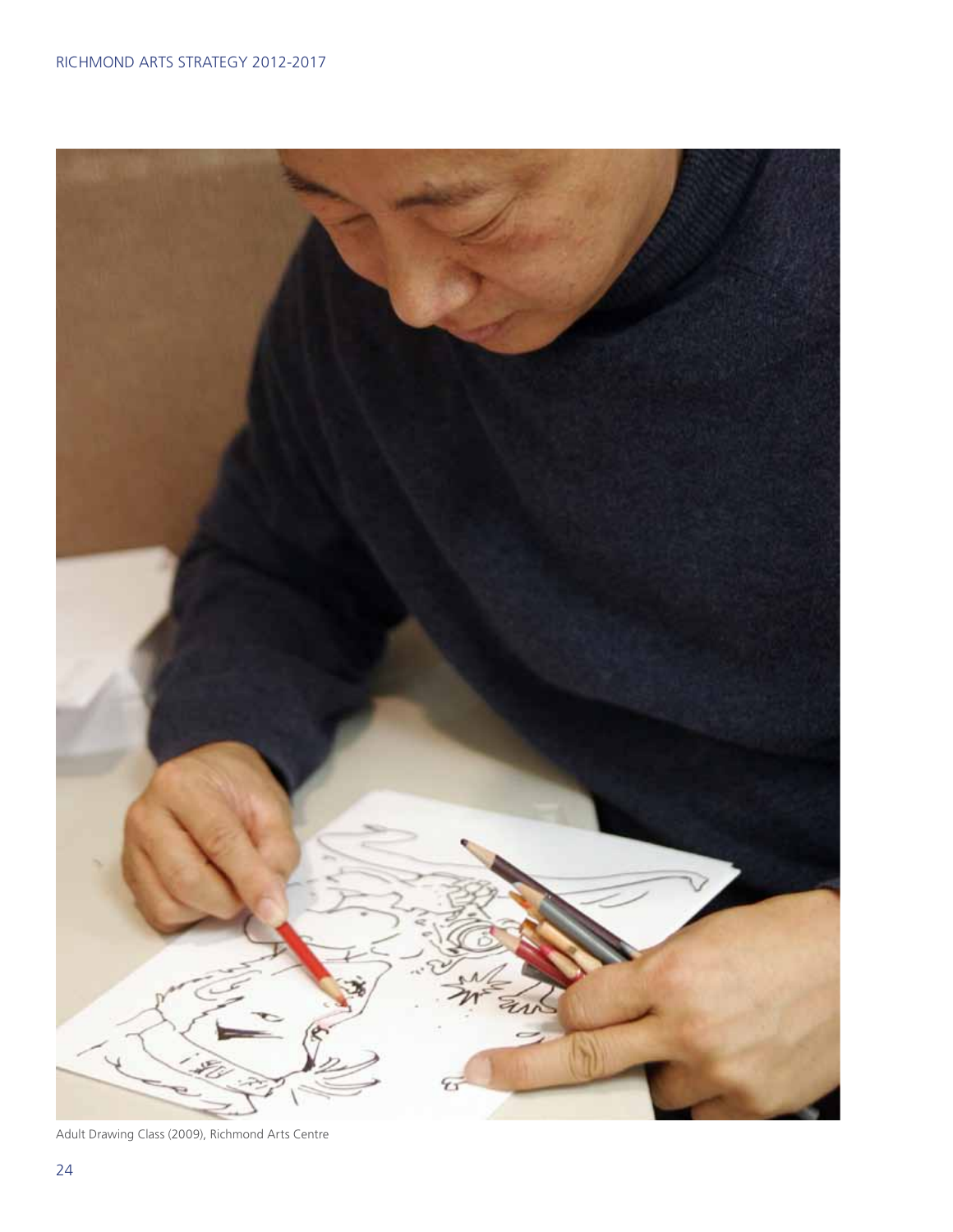Adult Drawing Class (2009), Richmond Arts Centre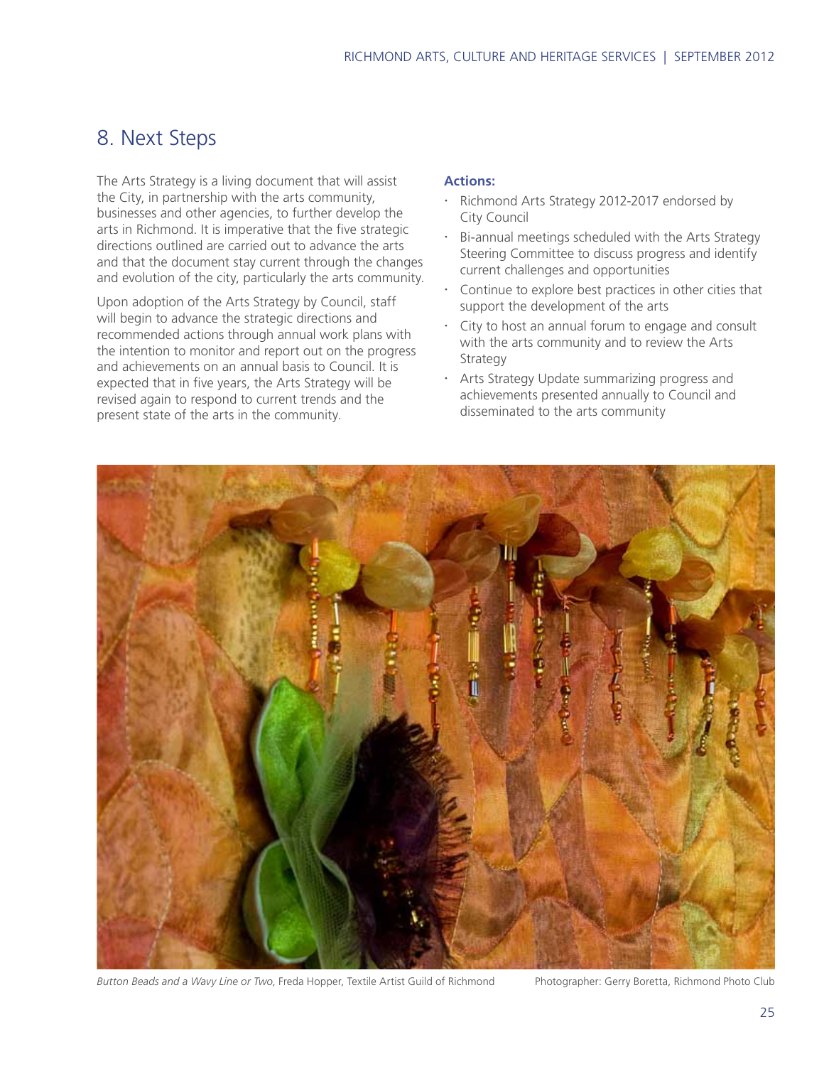## 8. Next Steps

The Arts Strategy is a living document that will assist the City, in partnership with the arts community, businesses and other agencies, to further develop the arts in Richmond. It is imperative that the five strategic directions outlined are carried out to advance the arts and that the document stay current through the changes and evolution of the city, particularly the arts community.

Upon adoption of the Arts Strategy by Council, staff will begin to advance the strategic directions and recommended actions through annual work plans with the intention to monitor and report out on the progress and achievements on an annual basis to Council. It is expected that in five years, the Arts Strategy will be revised again to respond to current trends and the present state of the arts in the community.

**Actions:**

- Richmond Arts Strategy 2012-2017 endorsed by City Council
- Bi-annual meetings scheduled with the Arts Strategy Steering Committee to discuss progress and identify current challenges and opportunities
- Continue to explore best practices in other cities that support the development of the arts
- City to host an annual forum to engage and consult with the arts community and to review the Arts Strategy
- Arts Strategy Update summarizing progress and achievements presented annually to Council and disseminated to the arts community

*Button Beads and a Wavy Line or Two*, Freda Hopper, Textile Artist Guild of Richmond    Photographer: Gerry Boretta, Richmond Photo Club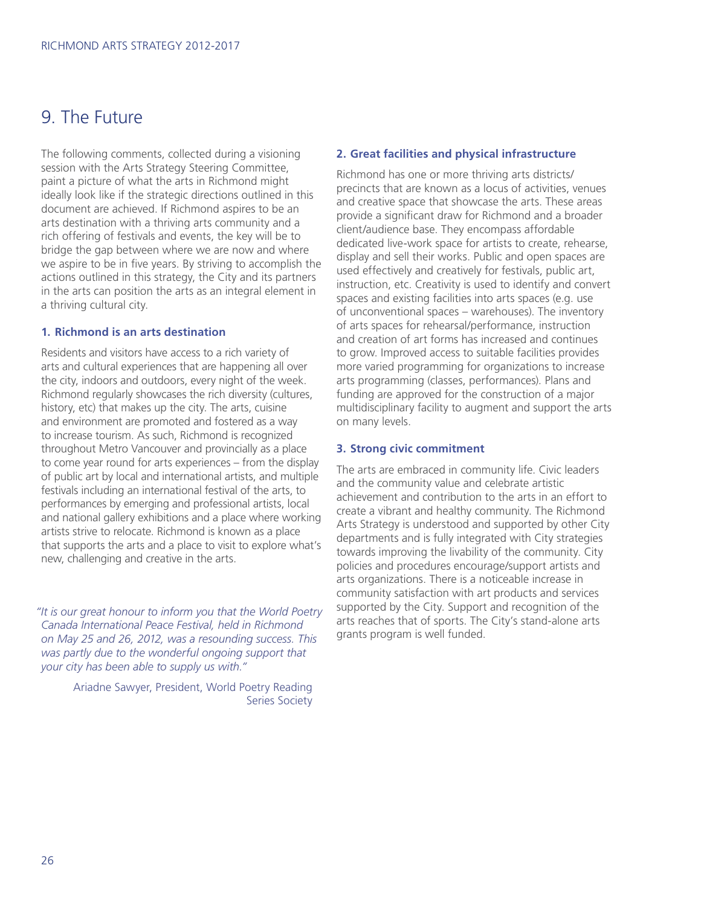# 9. The Future

The following comments, collected during a visioning session with the Arts Strategy Steering Committee, paint a picture of what the arts in Richmond might ideally look like if the strategic directions outlined in this document are achieved. If Richmond aspires to be an arts destination with a thriving arts community and a rich offering of festivals and events, the key will be to bridge the gap between where we are now and where we aspire to be in five years. By striving to accomplish the actions outlined in this strategy, the City and its partners in the arts can position the arts as an integral element in a thriving cultural city.

### 1. Richmond is an arts destination

Residents and visitors have access to a rich variety of arts and cultural experiences that are happening all over the city, indoors and outdoors, every night of the week. Richmond regularly showcases the rich diversity (cultures, history, etc) that makes up the city. The arts, cuisine and environment are promoted and fostered as a way to increase tourism. As such, Richmond is recognized throughout Metro Vancouver and provincially as a place to come year round for arts experiences – from the display of public art by local and international artists, and multiple festivals including an international festival of the arts, to performances by emerging and professional artists, local and national gallery exhibitions and a place where working artists strive to relocate. Richmond is known as a place that supports the arts and a place to visit to explore what's new, challenging and creative in the arts.

*"It is our great honour to inform you that the World Poetry Canada International Peace Festival, held in Richmond on May 25 and 26, 2012, was a resounding success. This was partly due to the wonderful ongoing support that your city has been able to supply us with."*

Ariadne Sawyer, President, World Poetry Reading Series Society

### 2. Great facilities and physical infrastructure

Richmond has one or more thriving arts districts/precincts that are known as a locus of activities, venues and creative space that showcase the arts. These areas provide a significant draw for Richmond and a broader client/audience base. They encompass affordable dedicated live-work space for artists to create, rehearse, display and sell their works. Public and open spaces are used effectively and creatively for festivals, public art, instruction, etc. Creativity is used to identify and convert spaces and existing facilities into arts spaces (e.g. use of unconventional spaces – warehouses). The inventory of arts spaces for rehearsal/performance, instruction and creation of art forms has increased and continues to grow. Improved access to suitable facilities provides more varied programming for organizations to increase arts programming (classes, performances). Plans and funding are approved for the construction of a major multidisciplinary facility to augment and support the arts on many levels.

### 3. Strong civic commitment

The arts are embraced in community life. Civic leaders and the community value and celebrate artistic achievement and contribution to the arts in an effort to create a vibrant and healthy community. The Richmond Arts Strategy is understood and supported by other City departments and is fully integrated with City strategies towards improving the livability of the community. City policies and procedures encourage/support artists and arts organizations. There is a noticeable increase in community satisfaction with art products and services supported by the City. Support and recognition of the arts reaches that of sports. The City's stand-alone arts grants program is well funded.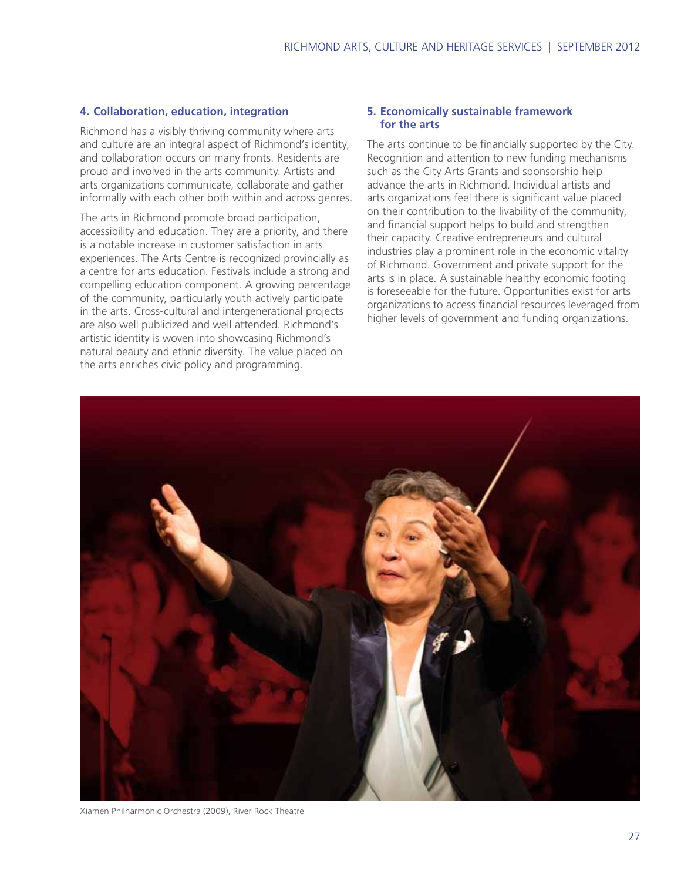### 4. Collaboration, education, integration

Richmond has a visibly thriving community where arts and culture are an integral aspect of Richmond's identity, and collaboration occurs on many fronts. Residents are proud and involved in the arts community. Artists and arts organizations communicate, collaborate and gather informally with each other both within and across genres.

The arts in Richmond promote broad participation, accessibility and education. They are a priority, and there is a notable increase in customer satisfaction in arts experiences. The Arts Centre is recognized provincially as a centre for arts education. Festivals include a strong and compelling education component. A growing percentage of the community, particularly youth actively participate in the arts. Cross-cultural and intergenerational projects are also well publicized and well attended. Richmond's artistic identity is woven into showcasing Richmond's natural beauty and ethnic diversity. The value placed on the arts enriches civic policy and programming.

### 5. Economically sustainable framework for the arts

The arts continue to be financially supported by the City. Recognition and attention to new funding mechanisms such as the City Arts Grants and sponsorship help advance the arts in Richmond. Individual artists and arts organizations feel there is significant value placed on their contribution to the livability of the community, and financial support helps to build and strengthen their capacity. Creative entrepreneurs and cultural industries play a prominent role in the economic vitality of Richmond. Government and private support for the arts is in place. A sustainable healthy economic footing is foreseeable for the future. Opportunities exist for arts organizations to access financial resources leveraged from higher levels of government and funding organizations.

Xiamen Philharmonic Orchestra (2009), River Rock Theatre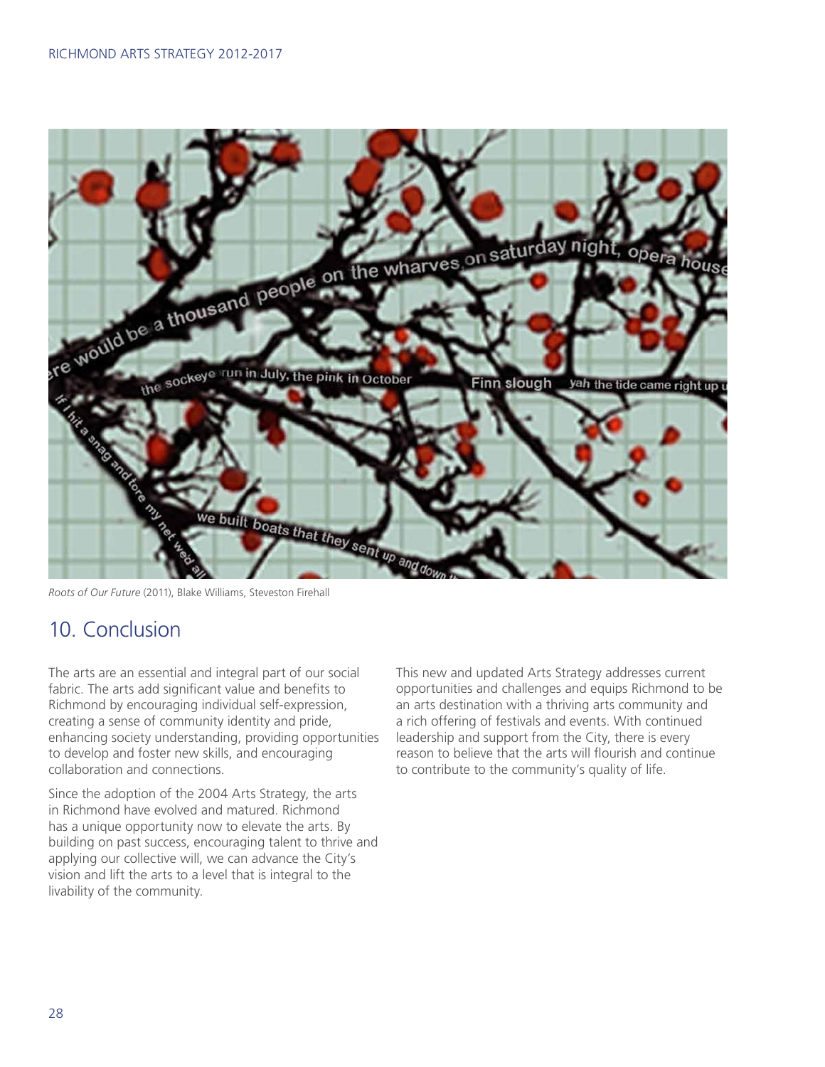*Roots of Our Future* (2011), Blake Williams, Steveston Firehall

## 10. Conclusion

The arts are an essential and integral part of our social fabric. The arts add significant value and benefits to Richmond by encouraging individual self-expression, creating a sense of community identity and pride, enhancing society understanding, providing opportunities to develop and foster new skills, and encouraging collaboration and connections.

Since the adoption of the 2004 Arts Strategy, the arts in Richmond have evolved and matured. Richmond has a unique opportunity now to elevate the arts. By building on past success, encouraging talent to thrive and applying our collective will, we can advance the City's vision and lift the arts to a level that is integral to the livability of the community.

This new and updated Arts Strategy addresses current opportunities and challenges and equips Richmond to be an arts destination with a thriving arts community and a rich offering of festivals and events. With continued leadership and support from the City, there is every reason to believe that the arts will flourish and continue to contribute to the community's quality of life.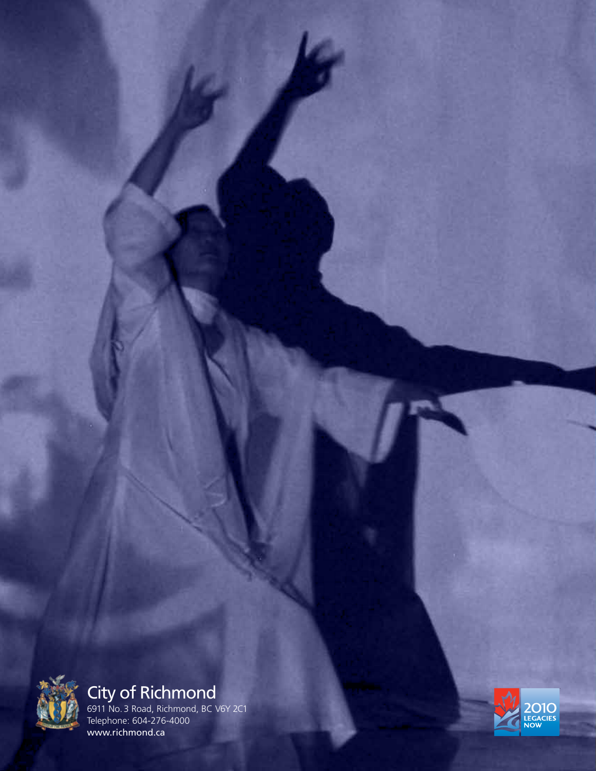City of Richmond

6911 No. 3 Road, Richmond, BC V6Y 2C1

Telephone: 604-276-4000

www.richmond.ca

2010 LEGACIES NOW